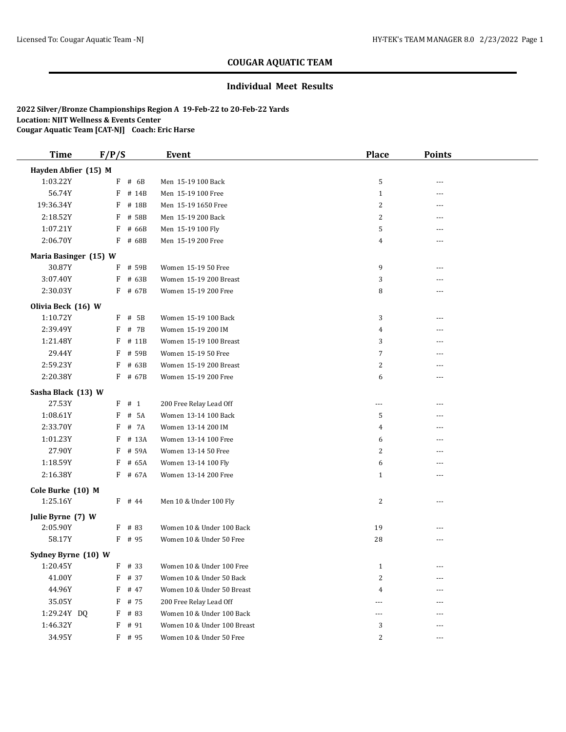# COUGAR AQUATIC TEAM

## Individual Meet Results

**2022 Silver/Bronze Championships Region A 19-Feb-22 to 20-Feb-22 Yards**
**Location: NJIT Wellness & Events Center**
**Cougar Aquatic Team [CAT-NJ] Coach: Eric Harse**

| Time | F/P/S | Event | Place | Points |
|---|---|---|---|---|
| **Hayden Abfier (15) M** | | | | |
| 1:03.22Y | F # 6B | Men 15-19 100 Back | 5 | --- |
| 56.74Y | F # 14B | Men 15-19 100 Free | 1 | --- |
| 19:36.34Y | F # 18B | Men 15-19 1650 Free | 2 | --- |
| 2:18.52Y | F # 58B | Men 15-19 200 Back | 2 | --- |
| 1:07.21Y | F # 66B | Men 15-19 100 Fly | 5 | --- |
| 2:06.70Y | F # 68B | Men 15-19 200 Free | 4 | --- |
| **Maria Basinger (15) W** | | | | |
| 30.87Y | F # 59B | Women 15-19 50 Free | 9 | --- |
| 3:07.40Y | F # 63B | Women 15-19 200 Breast | 3 | --- |
| 2:30.03Y | F # 67B | Women 15-19 200 Free | 8 | --- |
| **Olivia Beck (16) W** | | | | |
| 1:10.72Y | F # 5B | Women 15-19 100 Back | 3 | --- |
| 2:39.49Y | F # 7B | Women 15-19 200 IM | 4 | --- |
| 1:21.48Y | F # 11B | Women 15-19 100 Breast | 3 | --- |
| 29.44Y | F # 59B | Women 15-19 50 Free | 7 | --- |
| 2:59.23Y | F # 63B | Women 15-19 200 Breast | 2 | --- |
| 2:20.38Y | F # 67B | Women 15-19 200 Free | 6 | --- |
| **Sasha Black (13) W** | | | | |
| 27.53Y | F # 1 | 200 Free Relay Lead Off | --- | --- |
| 1:08.61Y | F # 5A | Women 13-14 100 Back | 5 | --- |
| 2:33.70Y | F # 7A | Women 13-14 200 IM | 4 | --- |
| 1:01.23Y | F # 13A | Women 13-14 100 Free | 6 | --- |
| 27.90Y | F # 59A | Women 13-14 50 Free | 2 | --- |
| 1:18.59Y | F # 65A | Women 13-14 100 Fly | 6 | --- |
| 2:16.38Y | F # 67A | Women 13-14 200 Free | 1 | --- |
| **Cole Burke (10) M** | | | | |
| 1:25.16Y | F # 44 | Men 10 & Under 100 Fly | 2 | --- |
| **Julie Byrne (7) W** | | | | |
| 2:05.90Y | F # 83 | Women 10 & Under 100 Back | 19 | --- |
| 58.17Y | F # 95 | Women 10 & Under 50 Free | 28 | --- |
| **Sydney Byrne (10) W** | | | | |
| 1:20.45Y | F # 33 | Women 10 & Under 100 Free | 1 | --- |
| 41.00Y | F # 37 | Women 10 & Under 50 Back | 2 | --- |
| 44.96Y | F # 47 | Women 10 & Under 50 Breast | 4 | --- |
| 35.05Y | F # 75 | 200 Free Relay Lead Off | --- | --- |
| 1:29.24Y DQ | F # 83 | Women 10 & Under 100 Back | --- | --- |
| 1:46.32Y | F # 91 | Women 10 & Under 100 Breast | 3 | --- |
| 34.95Y | F # 95 | Women 10 & Under 50 Free | 2 | --- |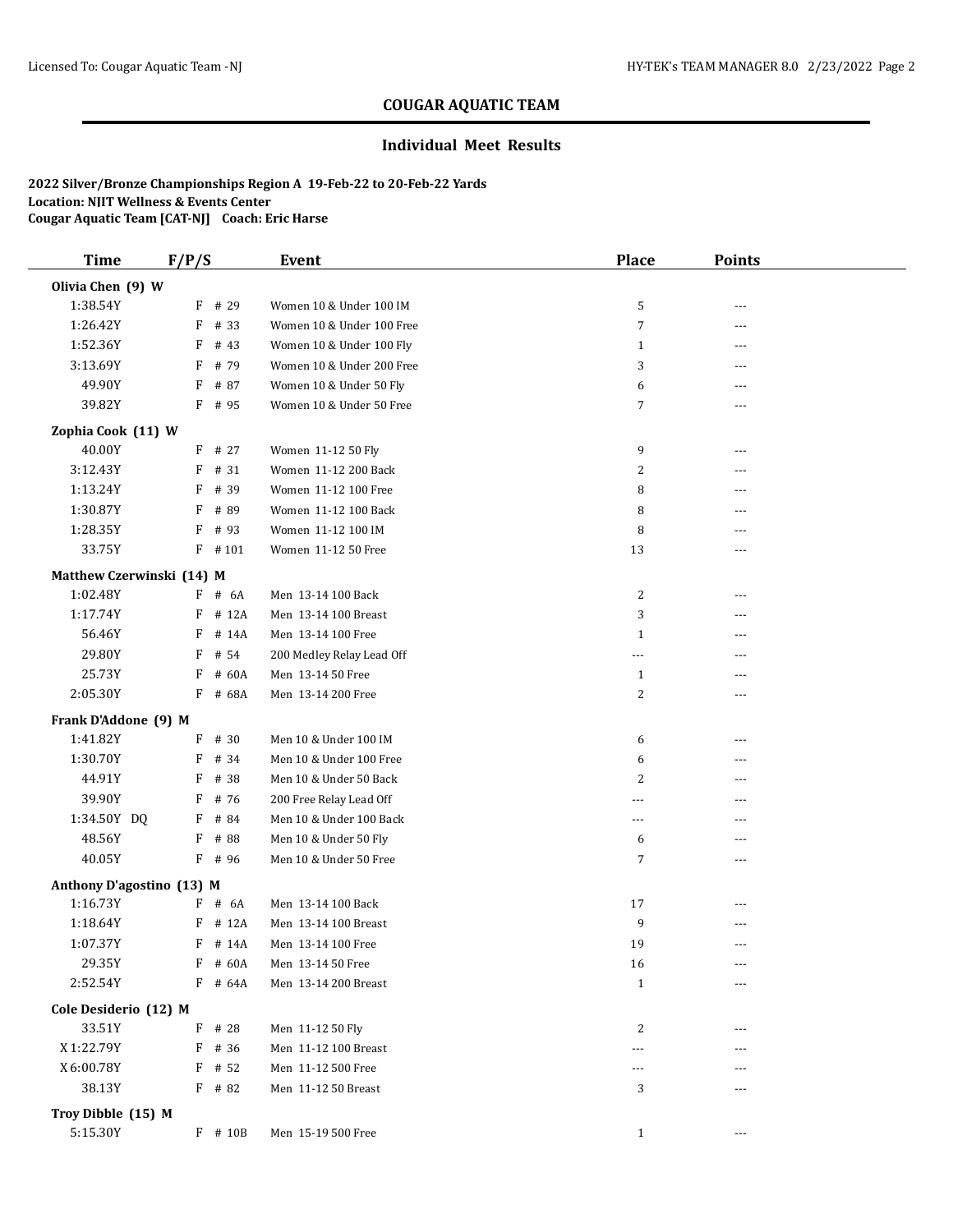## COUGAR AQUATIC TEAM

### Individual Meet Results

**2022 Silver/Bronze Championships Region A 19-Feb-22 to 20-Feb-22 Yards**
**Location: NJIT Wellness & Events Center**
**Cougar Aquatic Team [CAT-NJ] Coach: Eric Harse**

| Time | F/P/S | | Event | Place | Points |
|---|---|---|---|---|---|
| **Olivia Chen (9) W** | | | | | |
| 1:38.54Y | F | # 29 | Women 10 & Under 100 IM | 5 | --- |
| 1:26.42Y | F | # 33 | Women 10 & Under 100 Free | 7 | --- |
| 1:52.36Y | F | # 43 | Women 10 & Under 100 Fly | 1 | --- |
| 3:13.69Y | F | # 79 | Women 10 & Under 200 Free | 3 | --- |
| 49.90Y | F | # 87 | Women 10 & Under 50 Fly | 6 | --- |
| 39.82Y | F | # 95 | Women 10 & Under 50 Free | 7 | --- |
| **Zophia Cook (11) W** | | | | | |
| 40.00Y | F | # 27 | Women 11-12 50 Fly | 9 | --- |
| 3:12.43Y | F | # 31 | Women 11-12 200 Back | 2 | --- |
| 1:13.24Y | F | # 39 | Women 11-12 100 Free | 8 | --- |
| 1:30.87Y | F | # 89 | Women 11-12 100 Back | 8 | --- |
| 1:28.35Y | F | # 93 | Women 11-12 100 IM | 8 | --- |
| 33.75Y | F | # 101 | Women 11-12 50 Free | 13 | --- |
| **Matthew Czerwinski (14) M** | | | | | |
| 1:02.48Y | F | # 6A | Men 13-14 100 Back | 2 | --- |
| 1:17.74Y | F | # 12A | Men 13-14 100 Breast | 3 | --- |
| 56.46Y | F | # 14A | Men 13-14 100 Free | 1 | --- |
| 29.80Y | F | # 54 | 200 Medley Relay Lead Off | --- | --- |
| 25.73Y | F | # 60A | Men 13-14 50 Free | 1 | --- |
| 2:05.30Y | F | # 68A | Men 13-14 200 Free | 2 | --- |
| **Frank D'Addone (9) M** | | | | | |
| 1:41.82Y | F | # 30 | Men 10 & Under 100 IM | 6 | --- |
| 1:30.70Y | F | # 34 | Men 10 & Under 100 Free | 6 | --- |
| 44.91Y | F | # 38 | Men 10 & Under 50 Back | 2 | --- |
| 39.90Y | F | # 76 | 200 Free Relay Lead Off | --- | --- |
| 1:34.50Y DQ | F | # 84 | Men 10 & Under 100 Back | --- | --- |
| 48.56Y | F | # 88 | Men 10 & Under 50 Fly | 6 | --- |
| 40.05Y | F | # 96 | Men 10 & Under 50 Free | 7 | --- |
| **Anthony D'agostino (13) M** | | | | | |
| 1:16.73Y | F | # 6A | Men 13-14 100 Back | 17 | --- |
| 1:18.64Y | F | # 12A | Men 13-14 100 Breast | 9 | --- |
| 1:07.37Y | F | # 14A | Men 13-14 100 Free | 19 | --- |
| 29.35Y | F | # 60A | Men 13-14 50 Free | 16 | --- |
| 2:52.54Y | F | # 64A | Men 13-14 200 Breast | 1 | --- |
| **Cole Desiderio (12) M** | | | | | |
| 33.51Y | F | # 28 | Men 11-12 50 Fly | 2 | --- |
| X 1:22.79Y | F | # 36 | Men 11-12 100 Breast | --- | --- |
| X 6:00.78Y | F | # 52 | Men 11-12 500 Free | --- | --- |
| 38.13Y | F | # 82 | Men 11-12 50 Breast | 3 | --- |
| **Troy Dibble (15) M** | | | | | |
| 5:15.30Y | F | # 10B | Men 15-19 500 Free | 1 | --- |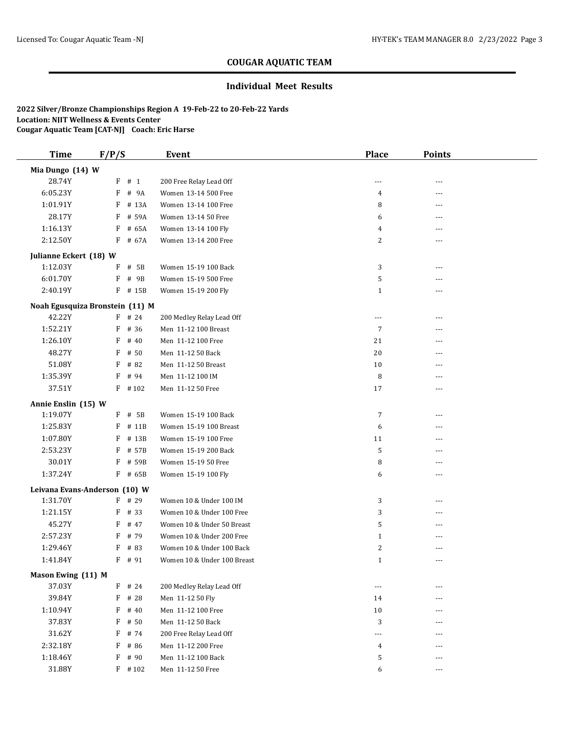# COUGAR AQUATIC TEAM

## Individual Meet Results

**2022 Silver/Bronze Championships Region A 19-Feb-22 to 20-Feb-22 Yards**
**Location: NJIT Wellness & Events Center**
**Cougar Aquatic Team [CAT-NJ] Coach: Eric Harse**

| Time | F/P/S | Event | Place | Points |
|---|---|---|---|---|
| **Mia Dungo (14) W** | | | | |
| 28.74Y | F # 1 | 200 Free Relay Lead Off | --- | --- |
| 6:05.23Y | F # 9A | Women 13-14 500 Free | 4 | --- |
| 1:01.91Y | F # 13A | Women 13-14 100 Free | 8 | --- |
| 28.17Y | F # 59A | Women 13-14 50 Free | 6 | --- |
| 1:16.13Y | F # 65A | Women 13-14 100 Fly | 4 | --- |
| 2:12.50Y | F # 67A | Women 13-14 200 Free | 2 | --- |
| **Julianne Eckert (18) W** | | | | |
| 1:12.03Y | F # 5B | Women 15-19 100 Back | 3 | --- |
| 6:01.70Y | F # 9B | Women 15-19 500 Free | 5 | --- |
| 2:40.19Y | F # 15B | Women 15-19 200 Fly | 1 | --- |
| **Noah Egusquiza Bronstein (11) M** | | | | |
| 42.22Y | F # 24 | 200 Medley Relay Lead Off | --- | --- |
| 1:52.21Y | F # 36 | Men 11-12 100 Breast | 7 | --- |
| 1:26.10Y | F # 40 | Men 11-12 100 Free | 21 | --- |
| 48.27Y | F # 50 | Men 11-12 50 Back | 20 | --- |
| 51.08Y | F # 82 | Men 11-12 50 Breast | 10 | --- |
| 1:35.39Y | F # 94 | Men 11-12 100 IM | 8 | --- |
| 37.51Y | F # 102 | Men 11-12 50 Free | 17 | --- |
| **Annie Enslin (15) W** | | | | |
| 1:19.07Y | F # 5B | Women 15-19 100 Back | 7 | --- |
| 1:25.83Y | F # 11B | Women 15-19 100 Breast | 6 | --- |
| 1:07.80Y | F # 13B | Women 15-19 100 Free | 11 | --- |
| 2:53.23Y | F # 57B | Women 15-19 200 Back | 5 | --- |
| 30.01Y | F # 59B | Women 15-19 50 Free | 8 | --- |
| 1:37.24Y | F # 65B | Women 15-19 100 Fly | 6 | --- |
| **Leivana Evans-Anderson (10) W** | | | | |
| 1:31.70Y | F # 29 | Women 10 & Under 100 IM | 3 | --- |
| 1:21.15Y | F # 33 | Women 10 & Under 100 Free | 3 | --- |
| 45.27Y | F # 47 | Women 10 & Under 50 Breast | 5 | --- |
| 2:57.23Y | F # 79 | Women 10 & Under 200 Free | 1 | --- |
| 1:29.46Y | F # 83 | Women 10 & Under 100 Back | 2 | --- |
| 1:41.84Y | F # 91 | Women 10 & Under 100 Breast | 1 | --- |
| **Mason Ewing (11) M** | | | | |
| 37.03Y | F # 24 | 200 Medley Relay Lead Off | --- | --- |
| 39.84Y | F # 28 | Men 11-12 50 Fly | 14 | --- |
| 1:10.94Y | F # 40 | Men 11-12 100 Free | 10 | --- |
| 37.83Y | F # 50 | Men 11-12 50 Back | 3 | --- |
| 31.62Y | F # 74 | 200 Free Relay Lead Off | --- | --- |
| 2:32.18Y | F # 86 | Men 11-12 200 Free | 4 | --- |
| 1:18.46Y | F # 90 | Men 11-12 100 Back | 5 | --- |
| 31.88Y | F # 102 | Men 11-12 50 Free | 6 | --- |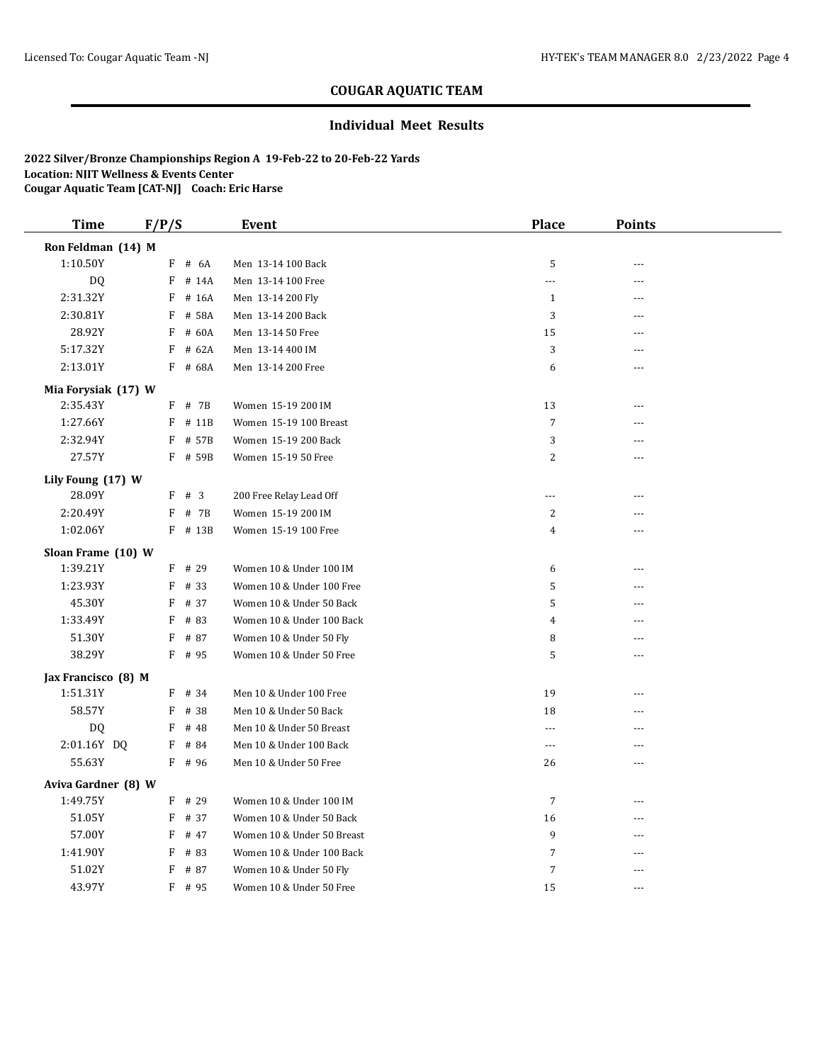## COUGAR AQUATIC TEAM

### Individual Meet Results

**2022 Silver/Bronze Championships Region A 19-Feb-22 to 20-Feb-22 Yards**
**Location: NJIT Wellness & Events Center**
**Cougar Aquatic Team [CAT-NJ] Coach: Eric Harse**

| Time | F/P/S | Event | Place | Points |
|---|---|---|---|---|
| **Ron Feldman (14) M** | | | | |
| 1:10.50Y | F # 6A | Men 13-14 100 Back | 5 | --- |
| DQ | F # 14A | Men 13-14 100 Free | --- | --- |
| 2:31.32Y | F # 16A | Men 13-14 200 Fly | 1 | --- |
| 2:30.81Y | F # 58A | Men 13-14 200 Back | 3 | --- |
| 28.92Y | F # 60A | Men 13-14 50 Free | 15 | --- |
| 5:17.32Y | F # 62A | Men 13-14 400 IM | 3 | --- |
| 2:13.01Y | F # 68A | Men 13-14 200 Free | 6 | --- |
| **Mia Forysiak (17) W** | | | | |
| 2:35.43Y | F # 7B | Women 15-19 200 IM | 13 | --- |
| 1:27.66Y | F # 11B | Women 15-19 100 Breast | 7 | --- |
| 2:32.94Y | F # 57B | Women 15-19 200 Back | 3 | --- |
| 27.57Y | F # 59B | Women 15-19 50 Free | 2 | --- |
| **Lily Foung (17) W** | | | | |
| 28.09Y | F # 3 | 200 Free Relay Lead Off | --- | --- |
| 2:20.49Y | F # 7B | Women 15-19 200 IM | 2 | --- |
| 1:02.06Y | F # 13B | Women 15-19 100 Free | 4 | --- |
| **Sloan Frame (10) W** | | | | |
| 1:39.21Y | F # 29 | Women 10 & Under 100 IM | 6 | --- |
| 1:23.93Y | F # 33 | Women 10 & Under 100 Free | 5 | --- |
| 45.30Y | F # 37 | Women 10 & Under 50 Back | 5 | --- |
| 1:33.49Y | F # 83 | Women 10 & Under 100 Back | 4 | --- |
| 51.30Y | F # 87 | Women 10 & Under 50 Fly | 8 | --- |
| 38.29Y | F # 95 | Women 10 & Under 50 Free | 5 | --- |
| **Jax Francisco (8) M** | | | | |
| 1:51.31Y | F # 34 | Men 10 & Under 100 Free | 19 | --- |
| 58.57Y | F # 38 | Men 10 & Under 50 Back | 18 | --- |
| DQ | F # 48 | Men 10 & Under 50 Breast | --- | --- |
| 2:01.16Y DQ | F # 84 | Men 10 & Under 100 Back | --- | --- |
| 55.63Y | F # 96 | Men 10 & Under 50 Free | 26 | --- |
| **Aviva Gardner (8) W** | | | | |
| 1:49.75Y | F # 29 | Women 10 & Under 100 IM | 7 | --- |
| 51.05Y | F # 37 | Women 10 & Under 50 Back | 16 | --- |
| 57.00Y | F # 47 | Women 10 & Under 50 Breast | 9 | --- |
| 1:41.90Y | F # 83 | Women 10 & Under 100 Back | 7 | --- |
| 51.02Y | F # 87 | Women 10 & Under 50 Fly | 7 | --- |
| 43.97Y | F # 95 | Women 10 & Under 50 Free | 15 | --- |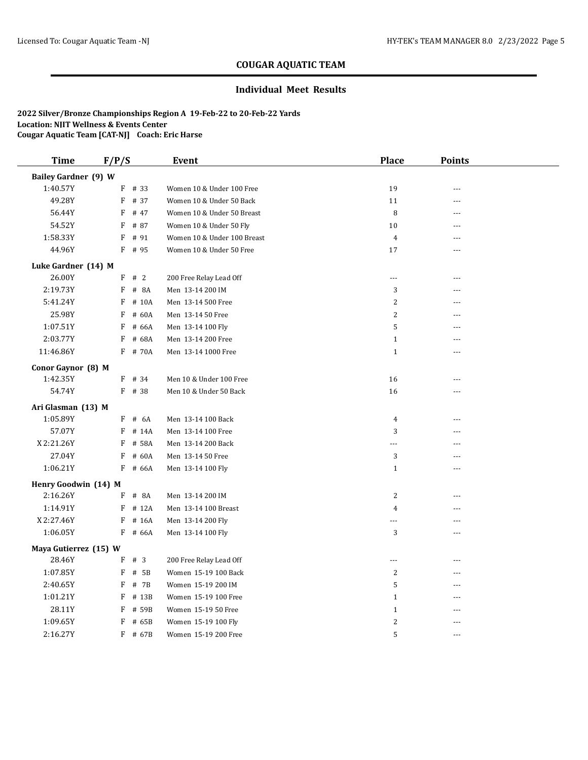# COUGAR AQUATIC TEAM

## Individual Meet Results

**2022 Silver/Bronze Championships Region A 19-Feb-22 to 20-Feb-22 Yards**
**Location: NJIT Wellness & Events Center**
**Cougar Aquatic Team [CAT-NJ] Coach: Eric Harse**

| Time | F/P/S | | Event | Place | Points |
|---|---|---|---|---|---|
| **Bailey Gardner (9) W** | | | | | |
| 1:40.57Y | F | # 33 | Women 10 & Under 100 Free | 19 | --- |
| 49.28Y | F | # 37 | Women 10 & Under 50 Back | 11 | --- |
| 56.44Y | F | # 47 | Women 10 & Under 50 Breast | 8 | --- |
| 54.52Y | F | # 87 | Women 10 & Under 50 Fly | 10 | --- |
| 1:58.33Y | F | # 91 | Women 10 & Under 100 Breast | 4 | --- |
| 44.96Y | F | # 95 | Women 10 & Under 50 Free | 17 | --- |
| **Luke Gardner (14) M** | | | | | |
| 26.00Y | F | # 2 | 200 Free Relay Lead Off | --- | --- |
| 2:19.73Y | F | # 8A | Men 13-14 200 IM | 3 | --- |
| 5:41.24Y | F | # 10A | Men 13-14 500 Free | 2 | --- |
| 25.98Y | F | # 60A | Men 13-14 50 Free | 2 | --- |
| 1:07.51Y | F | # 66A | Men 13-14 100 Fly | 5 | --- |
| 2:03.77Y | F | # 68A | Men 13-14 200 Free | 1 | --- |
| 11:46.86Y | F | # 70A | Men 13-14 1000 Free | 1 | --- |
| **Conor Gaynor (8) M** | | | | | |
| 1:42.35Y | F | # 34 | Men 10 & Under 100 Free | 16 | --- |
| 54.74Y | F | # 38 | Men 10 & Under 50 Back | 16 | --- |
| **Ari Glasman (13) M** | | | | | |
| 1:05.89Y | F | # 6A | Men 13-14 100 Back | 4 | --- |
| 57.07Y | F | # 14A | Men 13-14 100 Free | 3 | --- |
| X 2:21.26Y | F | # 58A | Men 13-14 200 Back | --- | --- |
| 27.04Y | F | # 60A | Men 13-14 50 Free | 3 | --- |
| 1:06.21Y | F | # 66A | Men 13-14 100 Fly | 1 | --- |
| **Henry Goodwin (14) M** | | | | | |
| 2:16.26Y | F | # 8A | Men 13-14 200 IM | 2 | --- |
| 1:14.91Y | F | # 12A | Men 13-14 100 Breast | 4 | --- |
| X 2:27.46Y | F | # 16A | Men 13-14 200 Fly | --- | --- |
| 1:06.05Y | F | # 66A | Men 13-14 100 Fly | 3 | --- |
| **Maya Gutierrez (15) W** | | | | | |
| 28.46Y | F | # 3 | 200 Free Relay Lead Off | --- | --- |
| 1:07.85Y | F | # 5B | Women 15-19 100 Back | 2 | --- |
| 2:40.65Y | F | # 7B | Women 15-19 200 IM | 5 | --- |
| 1:01.21Y | F | # 13B | Women 15-19 100 Free | 1 | --- |
| 28.11Y | F | # 59B | Women 15-19 50 Free | 1 | --- |
| 1:09.65Y | F | # 65B | Women 15-19 100 Fly | 2 | --- |
| 2:16.27Y | F | # 67B | Women 15-19 200 Free | 5 | --- |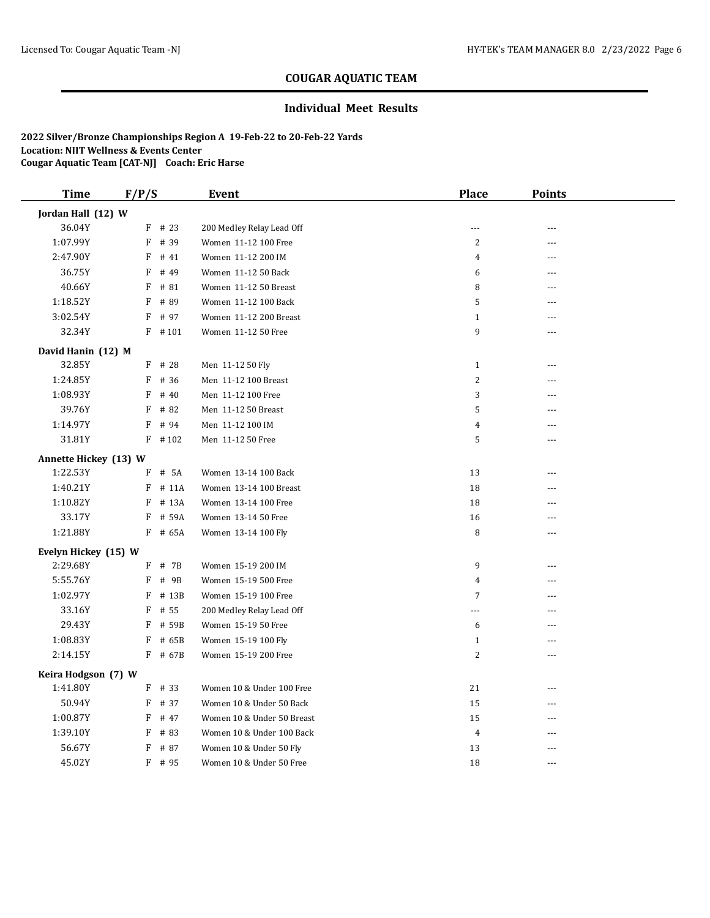## COUGAR AQUATIC TEAM

### Individual Meet Results

**2022 Silver/Bronze Championships Region A 19-Feb-22 to 20-Feb-22 Yards**
**Location: NJIT Wellness & Events Center**
**Cougar Aquatic Team [CAT-NJ] Coach: Eric Harse**

| Time | F/P/S | | Event | Place | Points |
|---|---|---|---|---|---|
| **Jordan Hall (12) W** | | | | | |
| 36.04Y | F | # 23 | 200 Medley Relay Lead Off | --- | --- |
| 1:07.99Y | F | # 39 | Women 11-12 100 Free | 2 | --- |
| 2:47.90Y | F | # 41 | Women 11-12 200 IM | 4 | --- |
| 36.75Y | F | # 49 | Women 11-12 50 Back | 6 | --- |
| 40.66Y | F | # 81 | Women 11-12 50 Breast | 8 | --- |
| 1:18.52Y | F | # 89 | Women 11-12 100 Back | 5 | --- |
| 3:02.54Y | F | # 97 | Women 11-12 200 Breast | 1 | --- |
| 32.34Y | F | # 101 | Women 11-12 50 Free | 9 | --- |
| **David Hanin (12) M** | | | | | |
| 32.85Y | F | # 28 | Men 11-12 50 Fly | 1 | --- |
| 1:24.85Y | F | # 36 | Men 11-12 100 Breast | 2 | --- |
| 1:08.93Y | F | # 40 | Men 11-12 100 Free | 3 | --- |
| 39.76Y | F | # 82 | Men 11-12 50 Breast | 5 | --- |
| 1:14.97Y | F | # 94 | Men 11-12 100 IM | 4 | --- |
| 31.81Y | F | # 102 | Men 11-12 50 Free | 5 | --- |
| **Annette Hickey (13) W** | | | | | |
| 1:22.53Y | F | # 5A | Women 13-14 100 Back | 13 | --- |
| 1:40.21Y | F | # 11A | Women 13-14 100 Breast | 18 | --- |
| 1:10.82Y | F | # 13A | Women 13-14 100 Free | 18 | --- |
| 33.17Y | F | # 59A | Women 13-14 50 Free | 16 | --- |
| 1:21.88Y | F | # 65A | Women 13-14 100 Fly | 8 | --- |
| **Evelyn Hickey (15) W** | | | | | |
| 2:29.68Y | F | # 7B | Women 15-19 200 IM | 9 | --- |
| 5:55.76Y | F | # 9B | Women 15-19 500 Free | 4 | --- |
| 1:02.97Y | F | # 13B | Women 15-19 100 Free | 7 | --- |
| 33.16Y | F | # 55 | 200 Medley Relay Lead Off | --- | --- |
| 29.43Y | F | # 59B | Women 15-19 50 Free | 6 | --- |
| 1:08.83Y | F | # 65B | Women 15-19 100 Fly | 1 | --- |
| 2:14.15Y | F | # 67B | Women 15-19 200 Free | 2 | --- |
| **Keira Hodgson (7) W** | | | | | |
| 1:41.80Y | F | # 33 | Women 10 & Under 100 Free | 21 | --- |
| 50.94Y | F | # 37 | Women 10 & Under 50 Back | 15 | --- |
| 1:00.87Y | F | # 47 | Women 10 & Under 50 Breast | 15 | --- |
| 1:39.10Y | F | # 83 | Women 10 & Under 100 Back | 4 | --- |
| 56.67Y | F | # 87 | Women 10 & Under 50 Fly | 13 | --- |
| 45.02Y | F | # 95 | Women 10 & Under 50 Free | 18 | --- |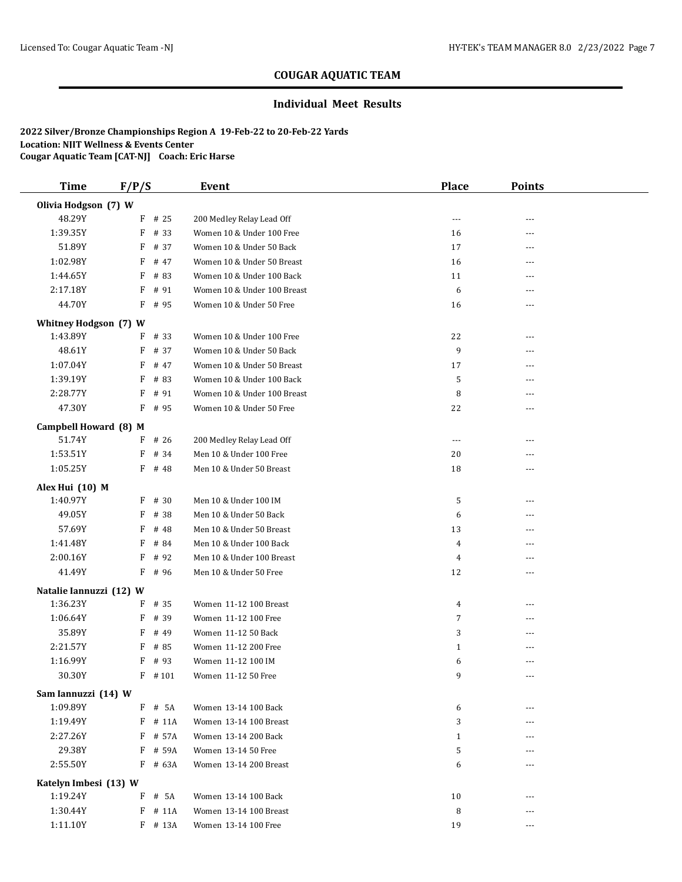## COUGAR AQUATIC TEAM

### Individual Meet Results

**2022 Silver/Bronze Championships Region A 19-Feb-22 to 20-Feb-22 Yards**
**Location: NJIT Wellness & Events Center**
**Cougar Aquatic Team [CAT-NJ] Coach: Eric Harse**

| Time | F/P/S | | Event | Place | Points |
|---|---|---|---|---|---|
| **Olivia Hodgson (7) W** | | | | | |
| 48.29Y | F | # 25 | 200 Medley Relay Lead Off | --- | --- |
| 1:39.35Y | F | # 33 | Women 10 & Under 100 Free | 16 | --- |
| 51.89Y | F | # 37 | Women 10 & Under 50 Back | 17 | --- |
| 1:02.98Y | F | # 47 | Women 10 & Under 50 Breast | 16 | --- |
| 1:44.65Y | F | # 83 | Women 10 & Under 100 Back | 11 | --- |
| 2:17.18Y | F | # 91 | Women 10 & Under 100 Breast | 6 | --- |
| 44.70Y | F | # 95 | Women 10 & Under 50 Free | 16 | --- |
| **Whitney Hodgson (7) W** | | | | | |
| 1:43.89Y | F | # 33 | Women 10 & Under 100 Free | 22 | --- |
| 48.61Y | F | # 37 | Women 10 & Under 50 Back | 9 | --- |
| 1:07.04Y | F | # 47 | Women 10 & Under 50 Breast | 17 | --- |
| 1:39.19Y | F | # 83 | Women 10 & Under 100 Back | 5 | --- |
| 2:28.77Y | F | # 91 | Women 10 & Under 100 Breast | 8 | --- |
| 47.30Y | F | # 95 | Women 10 & Under 50 Free | 22 | --- |
| **Campbell Howard (8) M** | | | | | |
| 51.74Y | F | # 26 | 200 Medley Relay Lead Off | --- | --- |
| 1:53.51Y | F | # 34 | Men 10 & Under 100 Free | 20 | --- |
| 1:05.25Y | F | # 48 | Men 10 & Under 50 Breast | 18 | --- |
| **Alex Hui (10) M** | | | | | |
| 1:40.97Y | F | # 30 | Men 10 & Under 100 IM | 5 | --- |
| 49.05Y | F | # 38 | Men 10 & Under 50 Back | 6 | --- |
| 57.69Y | F | # 48 | Men 10 & Under 50 Breast | 13 | --- |
| 1:41.48Y | F | # 84 | Men 10 & Under 100 Back | 4 | --- |
| 2:00.16Y | F | # 92 | Men 10 & Under 100 Breast | 4 | --- |
| 41.49Y | F | # 96 | Men 10 & Under 50 Free | 12 | --- |
| **Natalie Iannuzzi (12) W** | | | | | |
| 1:36.23Y | F | # 35 | Women 11-12 100 Breast | 4 | --- |
| 1:06.64Y | F | # 39 | Women 11-12 100 Free | 7 | --- |
| 35.89Y | F | # 49 | Women 11-12 50 Back | 3 | --- |
| 2:21.57Y | F | # 85 | Women 11-12 200 Free | 1 | --- |
| 1:16.99Y | F | # 93 | Women 11-12 100 IM | 6 | --- |
| 30.30Y | F | # 101 | Women 11-12 50 Free | 9 | --- |
| **Sam Iannuzzi (14) W** | | | | | |
| 1:09.89Y | F | # 5A | Women 13-14 100 Back | 6 | --- |
| 1:19.49Y | F | # 11A | Women 13-14 100 Breast | 3 | --- |
| 2:27.26Y | F | # 57A | Women 13-14 200 Back | 1 | --- |
| 29.38Y | F | # 59A | Women 13-14 50 Free | 5 | --- |
| 2:55.50Y | F | # 63A | Women 13-14 200 Breast | 6 | --- |
| **Katelyn Imbesi (13) W** | | | | | |
| 1:19.24Y | F | # 5A | Women 13-14 100 Back | 10 | --- |
| 1:30.44Y | F | # 11A | Women 13-14 100 Breast | 8 | --- |
| 1:11.10Y | F | # 13A | Women 13-14 100 Free | 19 | --- |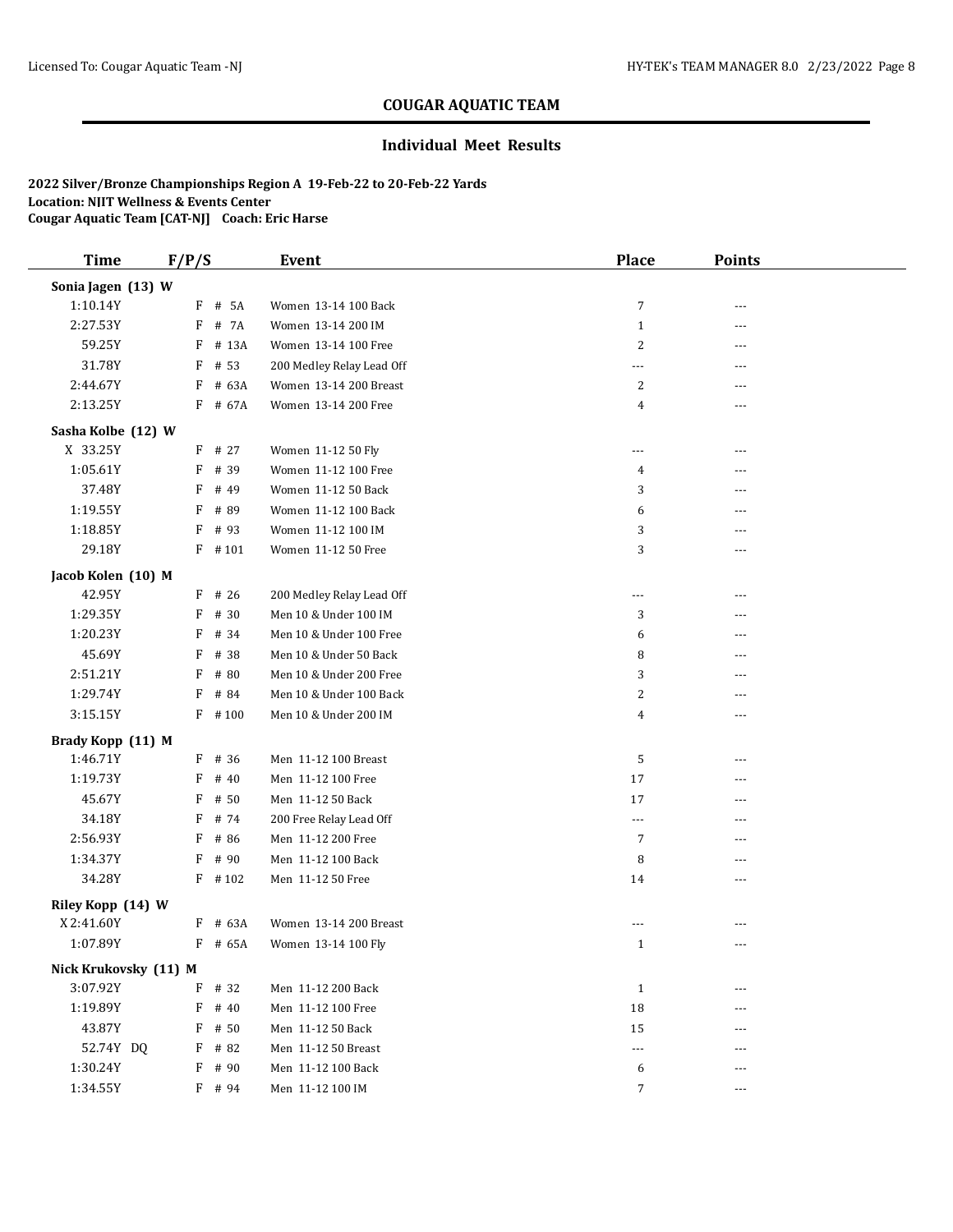## COUGAR AQUATIC TEAM

### Individual Meet Results

**2022 Silver/Bronze Championships Region A 19-Feb-22 to 20-Feb-22 Yards**
**Location: NJIT Wellness & Events Center**
**Cougar Aquatic Team [CAT-NJ] Coach: Eric Harse**

| Time | F/P/S | Event | Place | Points |
|---|---|---|---|---|
| **Sonia Jagen (13) W** | | | | |
| 1:10.14Y | F # 5A | Women 13-14 100 Back | 7 | --- |
| 2:27.53Y | F # 7A | Women 13-14 200 IM | 1 | --- |
| 59.25Y | F # 13A | Women 13-14 100 Free | 2 | --- |
| 31.78Y | F # 53 | 200 Medley Relay Lead Off | --- | --- |
| 2:44.67Y | F # 63A | Women 13-14 200 Breast | 2 | --- |
| 2:13.25Y | F # 67A | Women 13-14 200 Free | 4 | --- |
| **Sasha Kolbe (12) W** | | | | |
| X 33.25Y | F # 27 | Women 11-12 50 Fly | --- | --- |
| 1:05.61Y | F # 39 | Women 11-12 100 Free | 4 | --- |
| 37.48Y | F # 49 | Women 11-12 50 Back | 3 | --- |
| 1:19.55Y | F # 89 | Women 11-12 100 Back | 6 | --- |
| 1:18.85Y | F # 93 | Women 11-12 100 IM | 3 | --- |
| 29.18Y | F # 101 | Women 11-12 50 Free | 3 | --- |
| **Jacob Kolen (10) M** | | | | |
| 42.95Y | F # 26 | 200 Medley Relay Lead Off | --- | --- |
| 1:29.35Y | F # 30 | Men 10 & Under 100 IM | 3 | --- |
| 1:20.23Y | F # 34 | Men 10 & Under 100 Free | 6 | --- |
| 45.69Y | F # 38 | Men 10 & Under 50 Back | 8 | --- |
| 2:51.21Y | F # 80 | Men 10 & Under 200 Free | 3 | --- |
| 1:29.74Y | F # 84 | Men 10 & Under 100 Back | 2 | --- |
| 3:15.15Y | F # 100 | Men 10 & Under 200 IM | 4 | --- |
| **Brady Kopp (11) M** | | | | |
| 1:46.71Y | F # 36 | Men 11-12 100 Breast | 5 | --- |
| 1:19.73Y | F # 40 | Men 11-12 100 Free | 17 | --- |
| 45.67Y | F # 50 | Men 11-12 50 Back | 17 | --- |
| 34.18Y | F # 74 | 200 Free Relay Lead Off | --- | --- |
| 2:56.93Y | F # 86 | Men 11-12 200 Free | 7 | --- |
| 1:34.37Y | F # 90 | Men 11-12 100 Back | 8 | --- |
| 34.28Y | F # 102 | Men 11-12 50 Free | 14 | --- |
| **Riley Kopp (14) W** | | | | |
| X 2:41.60Y | F # 63A | Women 13-14 200 Breast | --- | --- |
| 1:07.89Y | F # 65A | Women 13-14 100 Fly | 1 | --- |
| **Nick Krukovsky (11) M** | | | | |
| 3:07.92Y | F # 32 | Men 11-12 200 Back | 1 | --- |
| 1:19.89Y | F # 40 | Men 11-12 100 Free | 18 | --- |
| 43.87Y | F # 50 | Men 11-12 50 Back | 15 | --- |
| 52.74Y DQ | F # 82 | Men 11-12 50 Breast | --- | --- |
| 1:30.24Y | F # 90 | Men 11-12 100 Back | 6 | --- |
| 1:34.55Y | F # 94 | Men 11-12 100 IM | 7 | --- |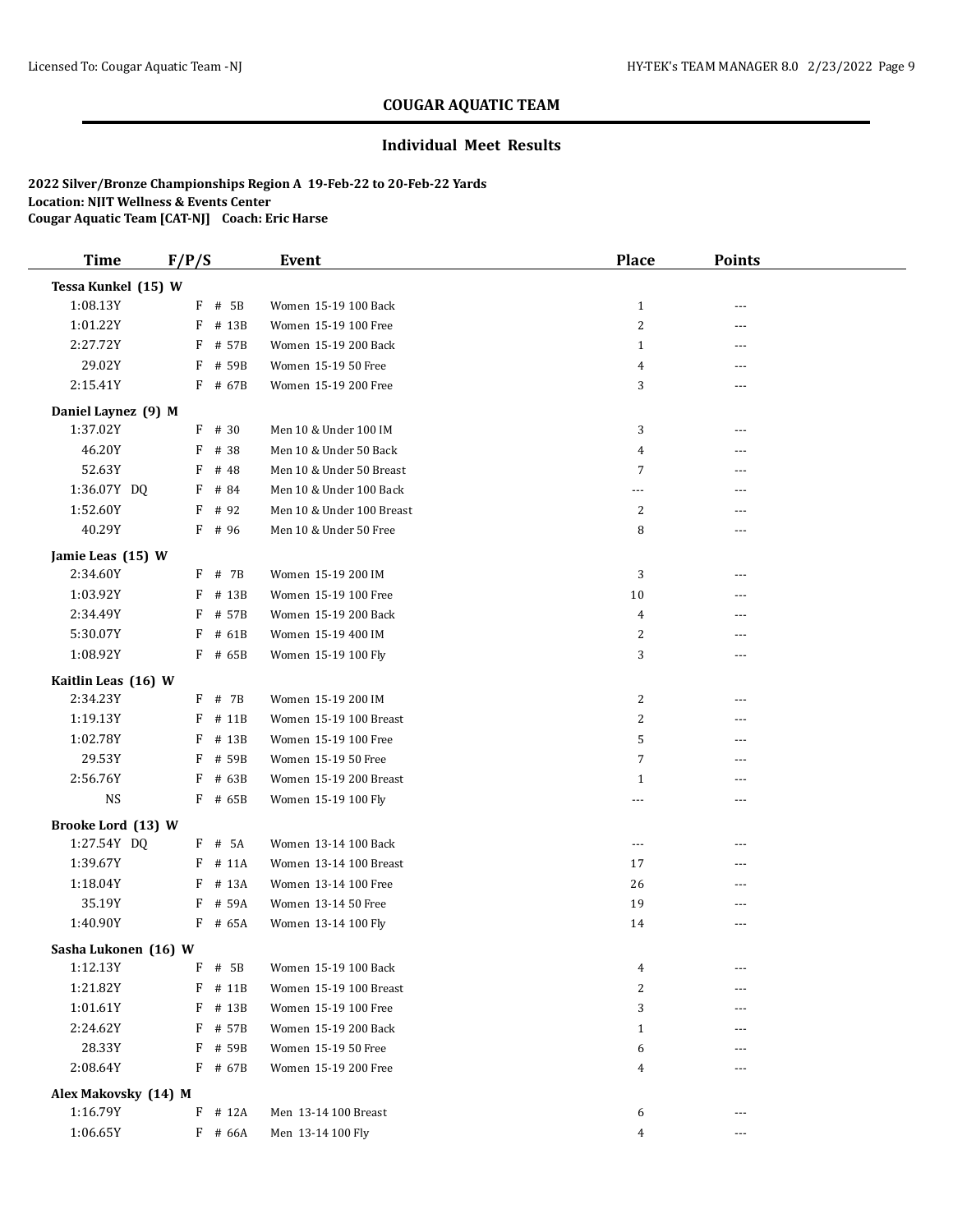## COUGAR AQUATIC TEAM

### Individual Meet Results

**2022 Silver/Bronze Championships Region A 19-Feb-22 to 20-Feb-22 Yards**
**Location: NJIT Wellness & Events Center**
**Cougar Aquatic Team [CAT-NJ] Coach: Eric Harse**

| Time | F/P/S | Event | Place | Points |
|---|---|---|---|---|
| **Tessa Kunkel (15) W** | | | | |
| 1:08.13Y | F # 5B | Women 15-19 100 Back | 1 | --- |
| 1:01.22Y | F # 13B | Women 15-19 100 Free | 2 | --- |
| 2:27.72Y | F # 57B | Women 15-19 200 Back | 1 | --- |
| 29.02Y | F # 59B | Women 15-19 50 Free | 4 | --- |
| 2:15.41Y | F # 67B | Women 15-19 200 Free | 3 | --- |
| **Daniel Laynez (9) M** | | | | |
| 1:37.02Y | F # 30 | Men 10 & Under 100 IM | 3 | --- |
| 46.20Y | F # 38 | Men 10 & Under 50 Back | 4 | --- |
| 52.63Y | F # 48 | Men 10 & Under 50 Breast | 7 | --- |
| 1:36.07Y DQ | F # 84 | Men 10 & Under 100 Back | --- | --- |
| 1:52.60Y | F # 92 | Men 10 & Under 100 Breast | 2 | --- |
| 40.29Y | F # 96 | Men 10 & Under 50 Free | 8 | --- |
| **Jamie Leas (15) W** | | | | |
| 2:34.60Y | F # 7B | Women 15-19 200 IM | 3 | --- |
| 1:03.92Y | F # 13B | Women 15-19 100 Free | 10 | --- |
| 2:34.49Y | F # 57B | Women 15-19 200 Back | 4 | --- |
| 5:30.07Y | F # 61B | Women 15-19 400 IM | 2 | --- |
| 1:08.92Y | F # 65B | Women 15-19 100 Fly | 3 | --- |
| **Kaitlin Leas (16) W** | | | | |
| 2:34.23Y | F # 7B | Women 15-19 200 IM | 2 | --- |
| 1:19.13Y | F # 11B | Women 15-19 100 Breast | 2 | --- |
| 1:02.78Y | F # 13B | Women 15-19 100 Free | 5 | --- |
| 29.53Y | F # 59B | Women 15-19 50 Free | 7 | --- |
| 2:56.76Y | F # 63B | Women 15-19 200 Breast | 1 | --- |
| NS | F # 65B | Women 15-19 100 Fly | --- | --- |
| **Brooke Lord (13) W** | | | | |
| 1:27.54Y DQ | F # 5A | Women 13-14 100 Back | --- | --- |
| 1:39.67Y | F # 11A | Women 13-14 100 Breast | 17 | --- |
| 1:18.04Y | F # 13A | Women 13-14 100 Free | 26 | --- |
| 35.19Y | F # 59A | Women 13-14 50 Free | 19 | --- |
| 1:40.90Y | F # 65A | Women 13-14 100 Fly | 14 | --- |
| **Sasha Lukonen (16) W** | | | | |
| 1:12.13Y | F # 5B | Women 15-19 100 Back | 4 | --- |
| 1:21.82Y | F # 11B | Women 15-19 100 Breast | 2 | --- |
| 1:01.61Y | F # 13B | Women 15-19 100 Free | 3 | --- |
| 2:24.62Y | F # 57B | Women 15-19 200 Back | 1 | --- |
| 28.33Y | F # 59B | Women 15-19 50 Free | 6 | --- |
| 2:08.64Y | F # 67B | Women 15-19 200 Free | 4 | --- |
| **Alex Makovsky (14) M** | | | | |
| 1:16.79Y | F # 12A | Men 13-14 100 Breast | 6 | --- |
| 1:06.65Y | F # 66A | Men 13-14 100 Fly | 4 | --- |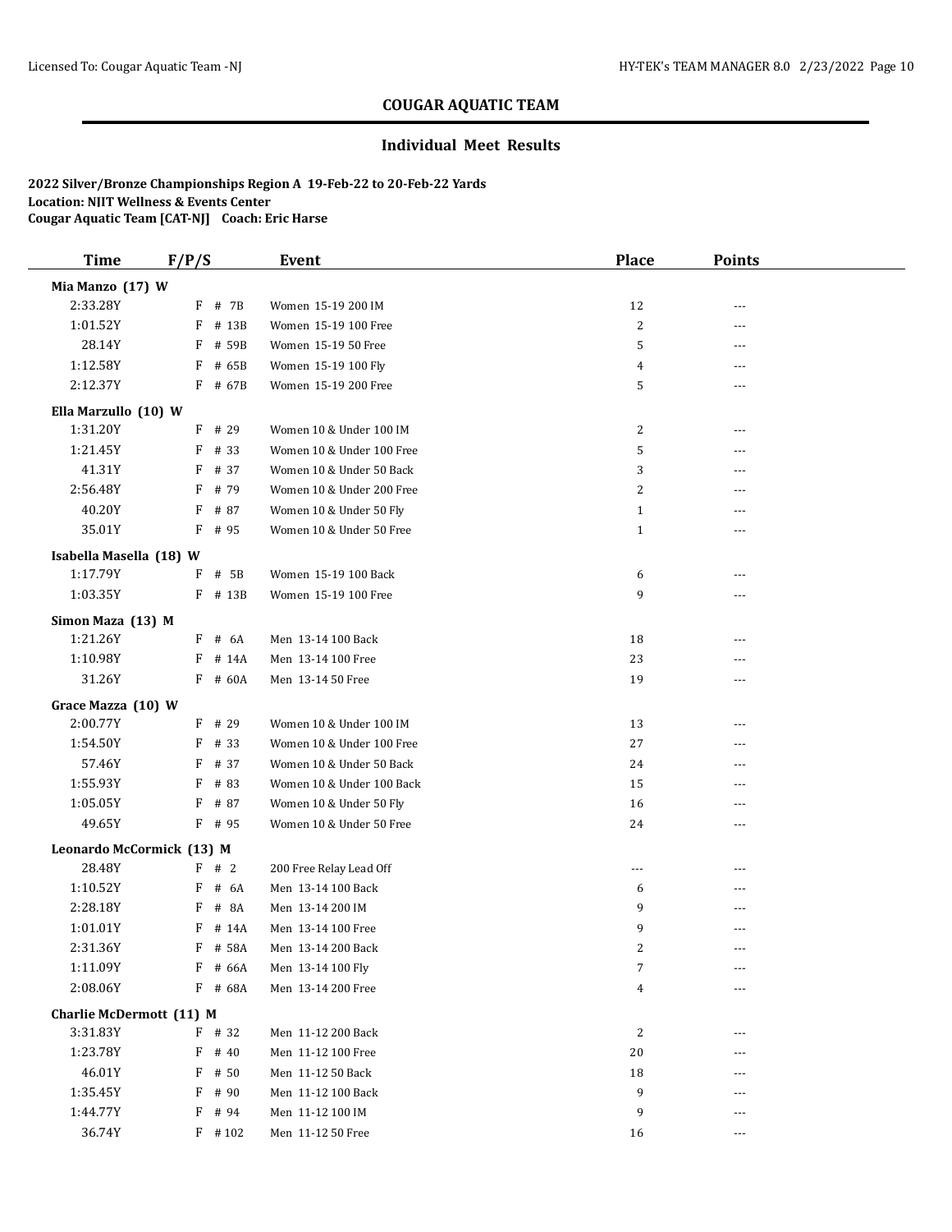## COUGAR AQUATIC TEAM

### Individual Meet Results

**2022 Silver/Bronze Championships Region A 19-Feb-22 to 20-Feb-22 Yards**
**Location: NJIT Wellness & Events Center**
**Cougar Aquatic Team [CAT-NJ] Coach: Eric Harse**

| Time | F/P/S | Event | Place | Points |
|---|---|---|---|---|
| **Mia Manzo (17) W** | | | | |
| 2:33.28Y | F # 7B | Women 15-19 200 IM | 12 | --- |
| 1:01.52Y | F # 13B | Women 15-19 100 Free | 2 | --- |
| 28.14Y | F # 59B | Women 15-19 50 Free | 5 | --- |
| 1:12.58Y | F # 65B | Women 15-19 100 Fly | 4 | --- |
| 2:12.37Y | F # 67B | Women 15-19 200 Free | 5 | --- |
| **Ella Marzullo (10) W** | | | | |
| 1:31.20Y | F # 29 | Women 10 & Under 100 IM | 2 | --- |
| 1:21.45Y | F # 33 | Women 10 & Under 100 Free | 5 | --- |
| 41.31Y | F # 37 | Women 10 & Under 50 Back | 3 | --- |
| 2:56.48Y | F # 79 | Women 10 & Under 200 Free | 2 | --- |
| 40.20Y | F # 87 | Women 10 & Under 50 Fly | 1 | --- |
| 35.01Y | F # 95 | Women 10 & Under 50 Free | 1 | --- |
| **Isabella Masella (18) W** | | | | |
| 1:17.79Y | F # 5B | Women 15-19 100 Back | 6 | --- |
| 1:03.35Y | F # 13B | Women 15-19 100 Free | 9 | --- |
| **Simon Maza (13) M** | | | | |
| 1:21.26Y | F # 6A | Men 13-14 100 Back | 18 | --- |
| 1:10.98Y | F # 14A | Men 13-14 100 Free | 23 | --- |
| 31.26Y | F # 60A | Men 13-14 50 Free | 19 | --- |
| **Grace Mazza (10) W** | | | | |
| 2:00.77Y | F # 29 | Women 10 & Under 100 IM | 13 | --- |
| 1:54.50Y | F # 33 | Women 10 & Under 100 Free | 27 | --- |
| 57.46Y | F # 37 | Women 10 & Under 50 Back | 24 | --- |
| 1:55.93Y | F # 83 | Women 10 & Under 100 Back | 15 | --- |
| 1:05.05Y | F # 87 | Women 10 & Under 50 Fly | 16 | --- |
| 49.65Y | F # 95 | Women 10 & Under 50 Free | 24 | --- |
| **Leonardo McCormick (13) M** | | | | |
| 28.48Y | F # 2 | 200 Free Relay Lead Off | --- | --- |
| 1:10.52Y | F # 6A | Men 13-14 100 Back | 6 | --- |
| 2:28.18Y | F # 8A | Men 13-14 200 IM | 9 | --- |
| 1:01.01Y | F # 14A | Men 13-14 100 Free | 9 | --- |
| 2:31.36Y | F # 58A | Men 13-14 200 Back | 2 | --- |
| 1:11.09Y | F # 66A | Men 13-14 100 Fly | 7 | --- |
| 2:08.06Y | F # 68A | Men 13-14 200 Free | 4 | --- |
| **Charlie McDermott (11) M** | | | | |
| 3:31.83Y | F # 32 | Men 11-12 200 Back | 2 | --- |
| 1:23.78Y | F # 40 | Men 11-12 100 Free | 20 | --- |
| 46.01Y | F # 50 | Men 11-12 50 Back | 18 | --- |
| 1:35.45Y | F # 90 | Men 11-12 100 Back | 9 | --- |
| 1:44.77Y | F # 94 | Men 11-12 100 IM | 9 | --- |
| 36.74Y | F # 102 | Men 11-12 50 Free | 16 | --- |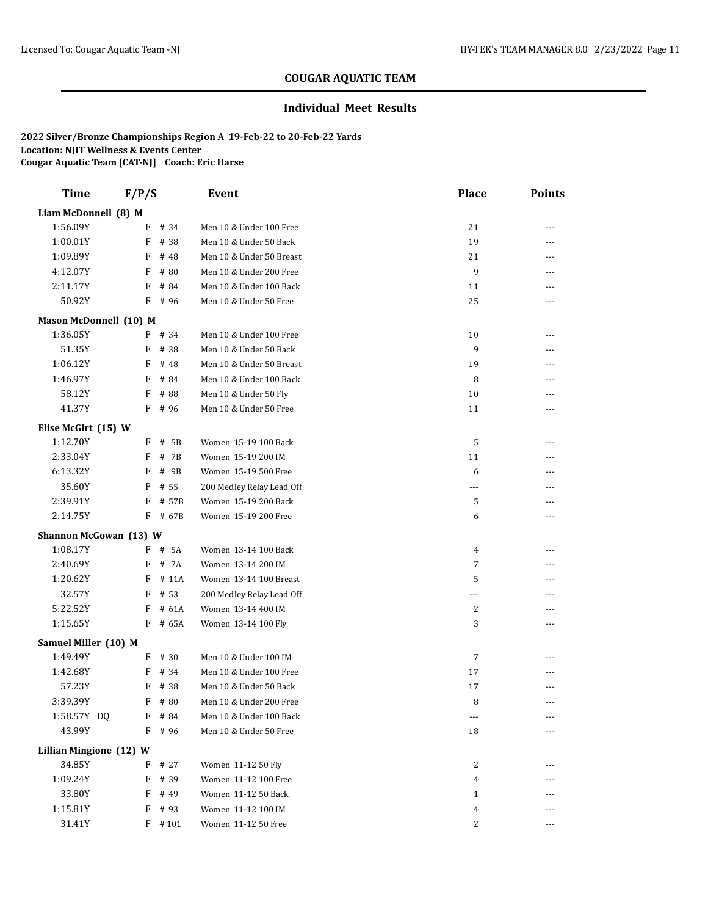## COUGAR AQUATIC TEAM

### Individual Meet Results

**2022 Silver/Bronze Championships Region A 19-Feb-22 to 20-Feb-22 Yards**
**Location: NJIT Wellness & Events Center**
**Cougar Aquatic Team [CAT-NJ] Coach: Eric Harse**

| Time | F/P/S | Event | Place | Points |
|---|---|---|---|---|
| **Liam McDonnell (8) M** | | | | |
| 1:56.09Y | F # 34 | Men 10 & Under 100 Free | 21 | --- |
| 1:00.01Y | F # 38 | Men 10 & Under 50 Back | 19 | --- |
| 1:09.89Y | F # 48 | Men 10 & Under 50 Breast | 21 | --- |
| 4:12.07Y | F # 80 | Men 10 & Under 200 Free | 9 | --- |
| 2:11.17Y | F # 84 | Men 10 & Under 100 Back | 11 | --- |
| 50.92Y | F # 96 | Men 10 & Under 50 Free | 25 | --- |
| **Mason McDonnell (10) M** | | | | |
| 1:36.05Y | F # 34 | Men 10 & Under 100 Free | 10 | --- |
| 51.35Y | F # 38 | Men 10 & Under 50 Back | 9 | --- |
| 1:06.12Y | F # 48 | Men 10 & Under 50 Breast | 19 | --- |
| 1:46.97Y | F # 84 | Men 10 & Under 100 Back | 8 | --- |
| 58.12Y | F # 88 | Men 10 & Under 50 Fly | 10 | --- |
| 41.37Y | F # 96 | Men 10 & Under 50 Free | 11 | --- |
| **Elise McGirt (15) W** | | | | |
| 1:12.70Y | F # 5B | Women 15-19 100 Back | 5 | --- |
| 2:33.04Y | F # 7B | Women 15-19 200 IM | 11 | --- |
| 6:13.32Y | F # 9B | Women 15-19 500 Free | 6 | --- |
| 35.60Y | F # 55 | 200 Medley Relay Lead Off | --- | --- |
| 2:39.91Y | F # 57B | Women 15-19 200 Back | 5 | --- |
| 2:14.75Y | F # 67B | Women 15-19 200 Free | 6 | --- |
| **Shannon McGowan (13) W** | | | | |
| 1:08.17Y | F # 5A | Women 13-14 100 Back | 4 | --- |
| 2:40.69Y | F # 7A | Women 13-14 200 IM | 7 | --- |
| 1:20.62Y | F # 11A | Women 13-14 100 Breast | 5 | --- |
| 32.57Y | F # 53 | 200 Medley Relay Lead Off | --- | --- |
| 5:22.52Y | F # 61A | Women 13-14 400 IM | 2 | --- |
| 1:15.65Y | F # 65A | Women 13-14 100 Fly | 3 | --- |
| **Samuel Miller (10) M** | | | | |
| 1:49.49Y | F # 30 | Men 10 & Under 100 IM | 7 | --- |
| 1:42.68Y | F # 34 | Men 10 & Under 100 Free | 17 | --- |
| 57.23Y | F # 38 | Men 10 & Under 50 Back | 17 | --- |
| 3:39.39Y | F # 80 | Men 10 & Under 200 Free | 8 | --- |
| 1:58.57Y DQ | F # 84 | Men 10 & Under 100 Back | --- | --- |
| 43.99Y | F # 96 | Men 10 & Under 50 Free | 18 | --- |
| **Lillian Mingione (12) W** | | | | |
| 34.85Y | F # 27 | Women 11-12 50 Fly | 2 | --- |
| 1:09.24Y | F # 39 | Women 11-12 100 Free | 4 | --- |
| 33.80Y | F # 49 | Women 11-12 50 Back | 1 | --- |
| 1:15.81Y | F # 93 | Women 11-12 100 IM | 4 | --- |
| 31.41Y | F # 101 | Women 11-12 50 Free | 2 | --- |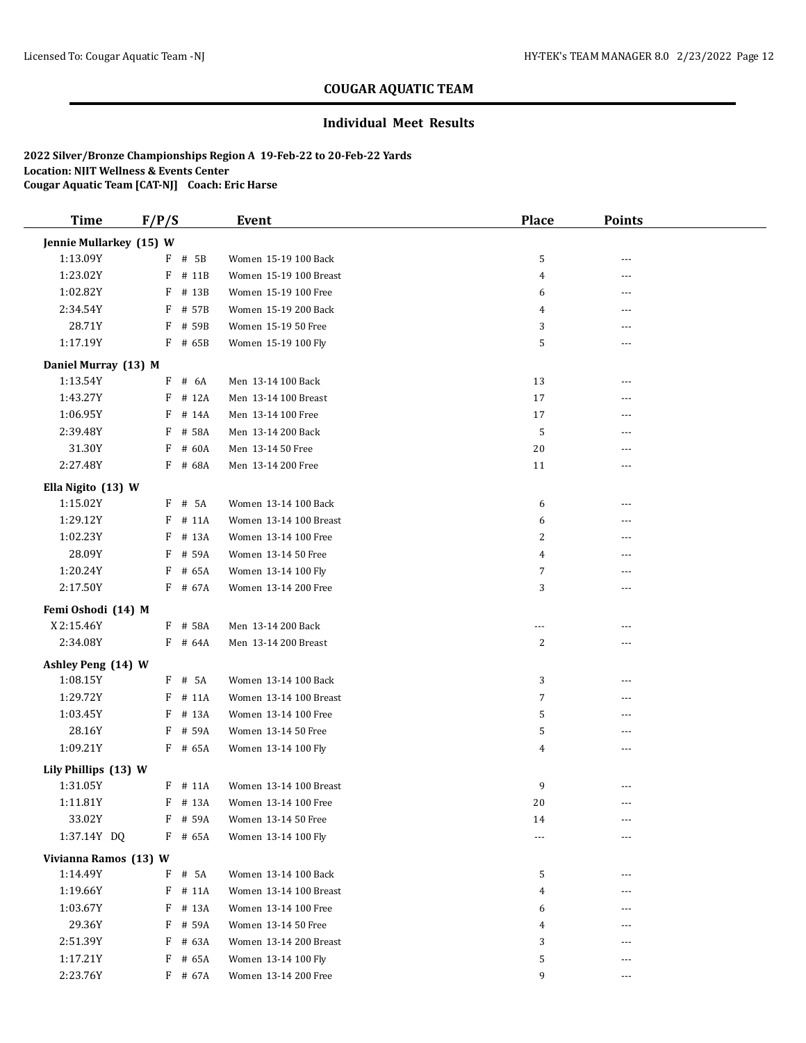## COUGAR AQUATIC TEAM

### Individual Meet Results

**2022 Silver/Bronze Championships Region A 19-Feb-22 to 20-Feb-22 Yards**
**Location: NJIT Wellness & Events Center**
**Cougar Aquatic Team [CAT-NJ] Coach: Eric Harse**

| Time | F/P/S | Event | Place | Points |
|---|---|---|---|---|
| **Jennie Mullarkey (15) W** | | | | |
| 1:13.09Y | F # 5B | Women 15-19 100 Back | 5 | --- |
| 1:23.02Y | F # 11B | Women 15-19 100 Breast | 4 | --- |
| 1:02.82Y | F # 13B | Women 15-19 100 Free | 6 | --- |
| 2:34.54Y | F # 57B | Women 15-19 200 Back | 4 | --- |
| 28.71Y | F # 59B | Women 15-19 50 Free | 3 | --- |
| 1:17.19Y | F # 65B | Women 15-19 100 Fly | 5 | --- |
| **Daniel Murray (13) M** | | | | |
| 1:13.54Y | F # 6A | Men 13-14 100 Back | 13 | --- |
| 1:43.27Y | F # 12A | Men 13-14 100 Breast | 17 | --- |
| 1:06.95Y | F # 14A | Men 13-14 100 Free | 17 | --- |
| 2:39.48Y | F # 58A | Men 13-14 200 Back | 5 | --- |
| 31.30Y | F # 60A | Men 13-14 50 Free | 20 | --- |
| 2:27.48Y | F # 68A | Men 13-14 200 Free | 11 | --- |
| **Ella Nigito (13) W** | | | | |
| 1:15.02Y | F # 5A | Women 13-14 100 Back | 6 | --- |
| 1:29.12Y | F # 11A | Women 13-14 100 Breast | 6 | --- |
| 1:02.23Y | F # 13A | Women 13-14 100 Free | 2 | --- |
| 28.09Y | F # 59A | Women 13-14 50 Free | 4 | --- |
| 1:20.24Y | F # 65A | Women 13-14 100 Fly | 7 | --- |
| 2:17.50Y | F # 67A | Women 13-14 200 Free | 3 | --- |
| **Femi Oshodi (14) M** | | | | |
| X 2:15.46Y | F # 58A | Men 13-14 200 Back | --- | --- |
| 2:34.08Y | F # 64A | Men 13-14 200 Breast | 2 | --- |
| **Ashley Peng (14) W** | | | | |
| 1:08.15Y | F # 5A | Women 13-14 100 Back | 3 | --- |
| 1:29.72Y | F # 11A | Women 13-14 100 Breast | 7 | --- |
| 1:03.45Y | F # 13A | Women 13-14 100 Free | 5 | --- |
| 28.16Y | F # 59A | Women 13-14 50 Free | 5 | --- |
| 1:09.21Y | F # 65A | Women 13-14 100 Fly | 4 | --- |
| **Lily Phillips (13) W** | | | | |
| 1:31.05Y | F # 11A | Women 13-14 100 Breast | 9 | --- |
| 1:11.81Y | F # 13A | Women 13-14 100 Free | 20 | --- |
| 33.02Y | F # 59A | Women 13-14 50 Free | 14 | --- |
| 1:37.14Y DQ | F # 65A | Women 13-14 100 Fly | --- | --- |
| **Vivianna Ramos (13) W** | | | | |
| 1:14.49Y | F # 5A | Women 13-14 100 Back | 5 | --- |
| 1:19.66Y | F # 11A | Women 13-14 100 Breast | 4 | --- |
| 1:03.67Y | F # 13A | Women 13-14 100 Free | 6 | --- |
| 29.36Y | F # 59A | Women 13-14 50 Free | 4 | --- |
| 2:51.39Y | F # 63A | Women 13-14 200 Breast | 3 | --- |
| 1:17.21Y | F # 65A | Women 13-14 100 Fly | 5 | --- |
| 2:23.76Y | F # 67A | Women 13-14 200 Free | 9 | --- |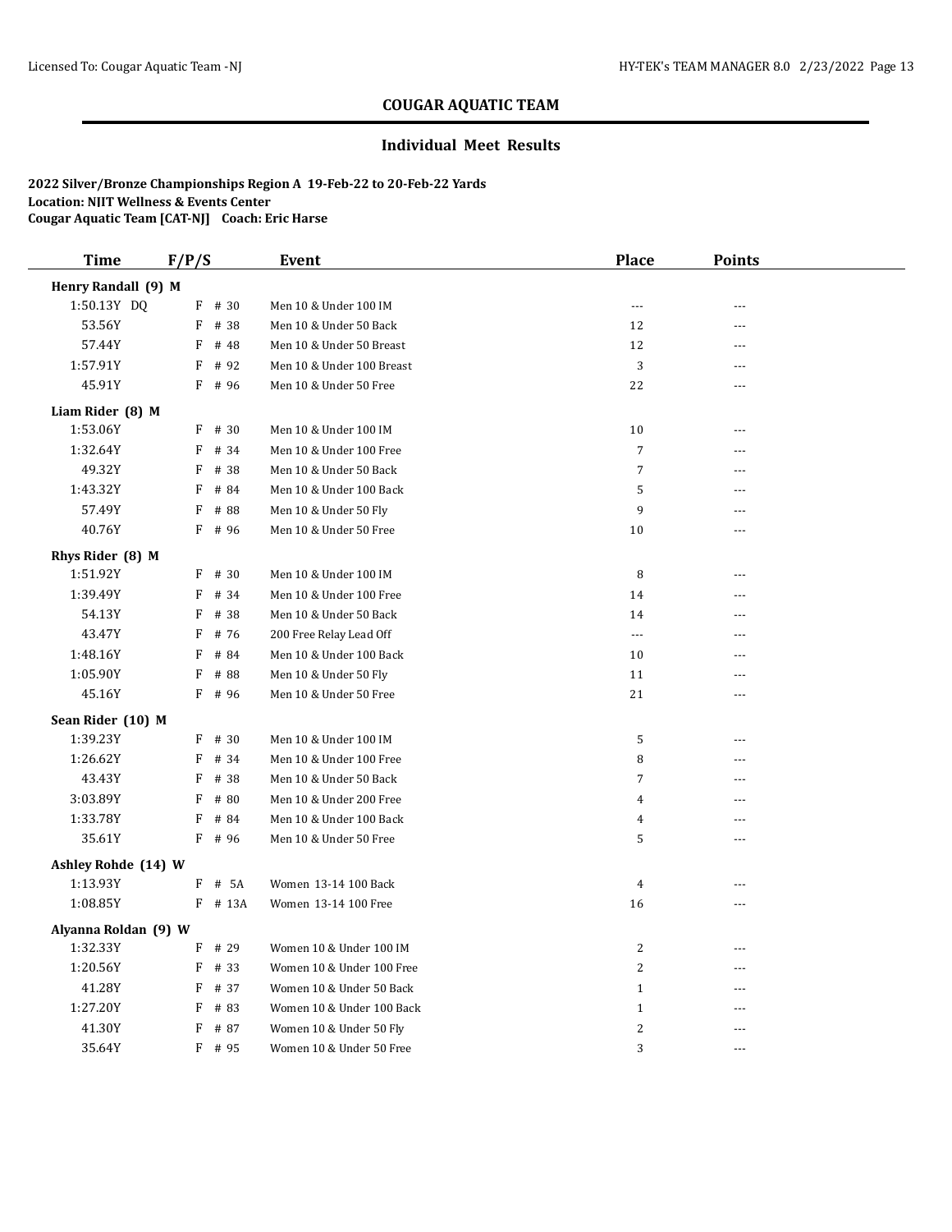## COUGAR AQUATIC TEAM

### Individual Meet Results

**2022 Silver/Bronze Championships Region A 19-Feb-22 to 20-Feb-22 Yards**
**Location: NJIT Wellness & Events Center**
**Cougar Aquatic Team [CAT-NJ] Coach: Eric Harse**

| Time | F/P/S | | Event | Place | Points |
|---|---|---|---|---|---|
| **Henry Randall (9) M** | | | | | |
| 1:50.13Y DQ | F | # 30 | Men 10 & Under 100 IM | --- | --- |
| 53.56Y | F | # 38 | Men 10 & Under 50 Back | 12 | --- |
| 57.44Y | F | # 48 | Men 10 & Under 50 Breast | 12 | --- |
| 1:57.91Y | F | # 92 | Men 10 & Under 100 Breast | 3 | --- |
| 45.91Y | F | # 96 | Men 10 & Under 50 Free | 22 | --- |
| **Liam Rider (8) M** | | | | | |
| 1:53.06Y | F | # 30 | Men 10 & Under 100 IM | 10 | --- |
| 1:32.64Y | F | # 34 | Men 10 & Under 100 Free | 7 | --- |
| 49.32Y | F | # 38 | Men 10 & Under 50 Back | 7 | --- |
| 1:43.32Y | F | # 84 | Men 10 & Under 100 Back | 5 | --- |
| 57.49Y | F | # 88 | Men 10 & Under 50 Fly | 9 | --- |
| 40.76Y | F | # 96 | Men 10 & Under 50 Free | 10 | --- |
| **Rhys Rider (8) M** | | | | | |
| 1:51.92Y | F | # 30 | Men 10 & Under 100 IM | 8 | --- |
| 1:39.49Y | F | # 34 | Men 10 & Under 100 Free | 14 | --- |
| 54.13Y | F | # 38 | Men 10 & Under 50 Back | 14 | --- |
| 43.47Y | F | # 76 | 200 Free Relay Lead Off | --- | --- |
| 1:48.16Y | F | # 84 | Men 10 & Under 100 Back | 10 | --- |
| 1:05.90Y | F | # 88 | Men 10 & Under 50 Fly | 11 | --- |
| 45.16Y | F | # 96 | Men 10 & Under 50 Free | 21 | --- |
| **Sean Rider (10) M** | | | | | |
| 1:39.23Y | F | # 30 | Men 10 & Under 100 IM | 5 | --- |
| 1:26.62Y | F | # 34 | Men 10 & Under 100 Free | 8 | --- |
| 43.43Y | F | # 38 | Men 10 & Under 50 Back | 7 | --- |
| 3:03.89Y | F | # 80 | Men 10 & Under 200 Free | 4 | --- |
| 1:33.78Y | F | # 84 | Men 10 & Under 100 Back | 4 | --- |
| 35.61Y | F | # 96 | Men 10 & Under 50 Free | 5 | --- |
| **Ashley Rohde (14) W** | | | | | |
| 1:13.93Y | F | # 5A | Women 13-14 100 Back | 4 | --- |
| 1:08.85Y | F | # 13A | Women 13-14 100 Free | 16 | --- |
| **Alyanna Roldan (9) W** | | | | | |
| 1:32.33Y | F | # 29 | Women 10 & Under 100 IM | 2 | --- |
| 1:20.56Y | F | # 33 | Women 10 & Under 100 Free | 2 | --- |
| 41.28Y | F | # 37 | Women 10 & Under 50 Back | 1 | --- |
| 1:27.20Y | F | # 83 | Women 10 & Under 100 Back | 1 | --- |
| 41.30Y | F | # 87 | Women 10 & Under 50 Fly | 2 | --- |
| 35.64Y | F | # 95 | Women 10 & Under 50 Free | 3 | --- |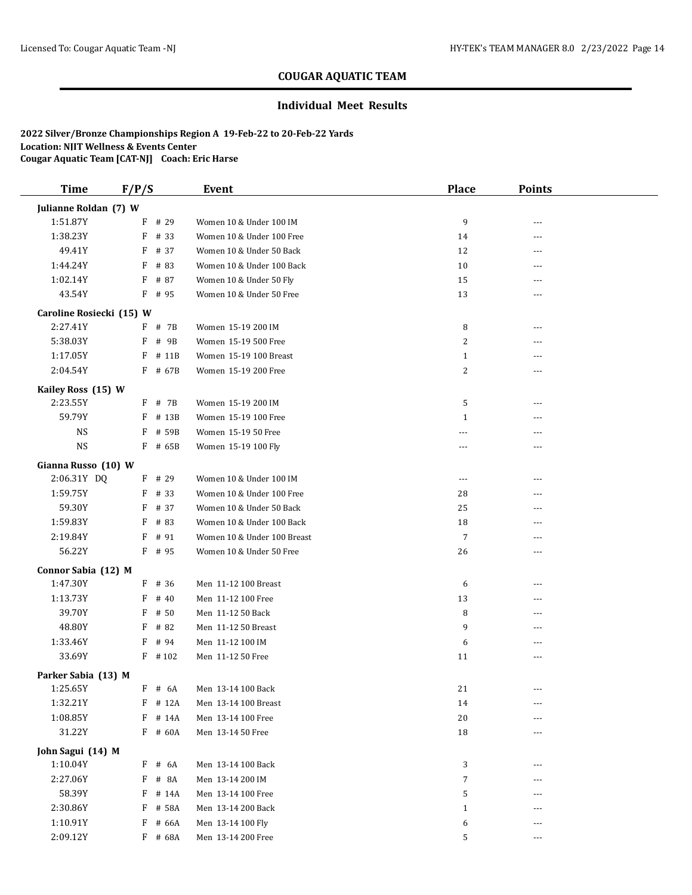## COUGAR AQUATIC TEAM

### Individual Meet Results

**2022 Silver/Bronze Championships Region A 19-Feb-22 to 20-Feb-22 Yards**
**Location: NJIT Wellness & Events Center**
**Cougar Aquatic Team [CAT-NJ] Coach: Eric Harse**

| Time | F/P/S | Event | Place | Points |
|---|---|---|---|---|
| **Julianne Roldan (7) W** | | | | |
| 1:51.87Y | F # 29 | Women 10 & Under 100 IM | 9 | --- |
| 1:38.23Y | F # 33 | Women 10 & Under 100 Free | 14 | --- |
| 49.41Y | F # 37 | Women 10 & Under 50 Back | 12 | --- |
| 1:44.24Y | F # 83 | Women 10 & Under 100 Back | 10 | --- |
| 1:02.14Y | F # 87 | Women 10 & Under 50 Fly | 15 | --- |
| 43.54Y | F # 95 | Women 10 & Under 50 Free | 13 | --- |
| **Caroline Rosiecki (15) W** | | | | |
| 2:27.41Y | F # 7B | Women 15-19 200 IM | 8 | --- |
| 5:38.03Y | F # 9B | Women 15-19 500 Free | 2 | --- |
| 1:17.05Y | F # 11B | Women 15-19 100 Breast | 1 | --- |
| 2:04.54Y | F # 67B | Women 15-19 200 Free | 2 | --- |
| **Kailey Ross (15) W** | | | | |
| 2:23.55Y | F # 7B | Women 15-19 200 IM | 5 | --- |
| 59.79Y | F # 13B | Women 15-19 100 Free | 1 | --- |
| NS | F # 59B | Women 15-19 50 Free | --- | --- |
| NS | F # 65B | Women 15-19 100 Fly | --- | --- |
| **Gianna Russo (10) W** | | | | |
| 2:06.31Y DQ | F # 29 | Women 10 & Under 100 IM | --- | --- |
| 1:59.75Y | F # 33 | Women 10 & Under 100 Free | 28 | --- |
| 59.30Y | F # 37 | Women 10 & Under 50 Back | 25 | --- |
| 1:59.83Y | F # 83 | Women 10 & Under 100 Back | 18 | --- |
| 2:19.84Y | F # 91 | Women 10 & Under 100 Breast | 7 | --- |
| 56.22Y | F # 95 | Women 10 & Under 50 Free | 26 | --- |
| **Connor Sabia (12) M** | | | | |
| 1:47.30Y | F # 36 | Men 11-12 100 Breast | 6 | --- |
| 1:13.73Y | F # 40 | Men 11-12 100 Free | 13 | --- |
| 39.70Y | F # 50 | Men 11-12 50 Back | 8 | --- |
| 48.80Y | F # 82 | Men 11-12 50 Breast | 9 | --- |
| 1:33.46Y | F # 94 | Men 11-12 100 IM | 6 | --- |
| 33.69Y | F # 102 | Men 11-12 50 Free | 11 | --- |
| **Parker Sabia (13) M** | | | | |
| 1:25.65Y | F # 6A | Men 13-14 100 Back | 21 | --- |
| 1:32.21Y | F # 12A | Men 13-14 100 Breast | 14 | --- |
| 1:08.85Y | F # 14A | Men 13-14 100 Free | 20 | --- |
| 31.22Y | F # 60A | Men 13-14 50 Free | 18 | --- |
| **John Sagui (14) M** | | | | |
| 1:10.04Y | F # 6A | Men 13-14 100 Back | 3 | --- |
| 2:27.06Y | F # 8A | Men 13-14 200 IM | 7 | --- |
| 58.39Y | F # 14A | Men 13-14 100 Free | 5 | --- |
| 2:30.86Y | F # 58A | Men 13-14 200 Back | 1 | --- |
| 1:10.91Y | F # 66A | Men 13-14 100 Fly | 6 | --- |
| 2:09.12Y | F # 68A | Men 13-14 200 Free | 5 | --- |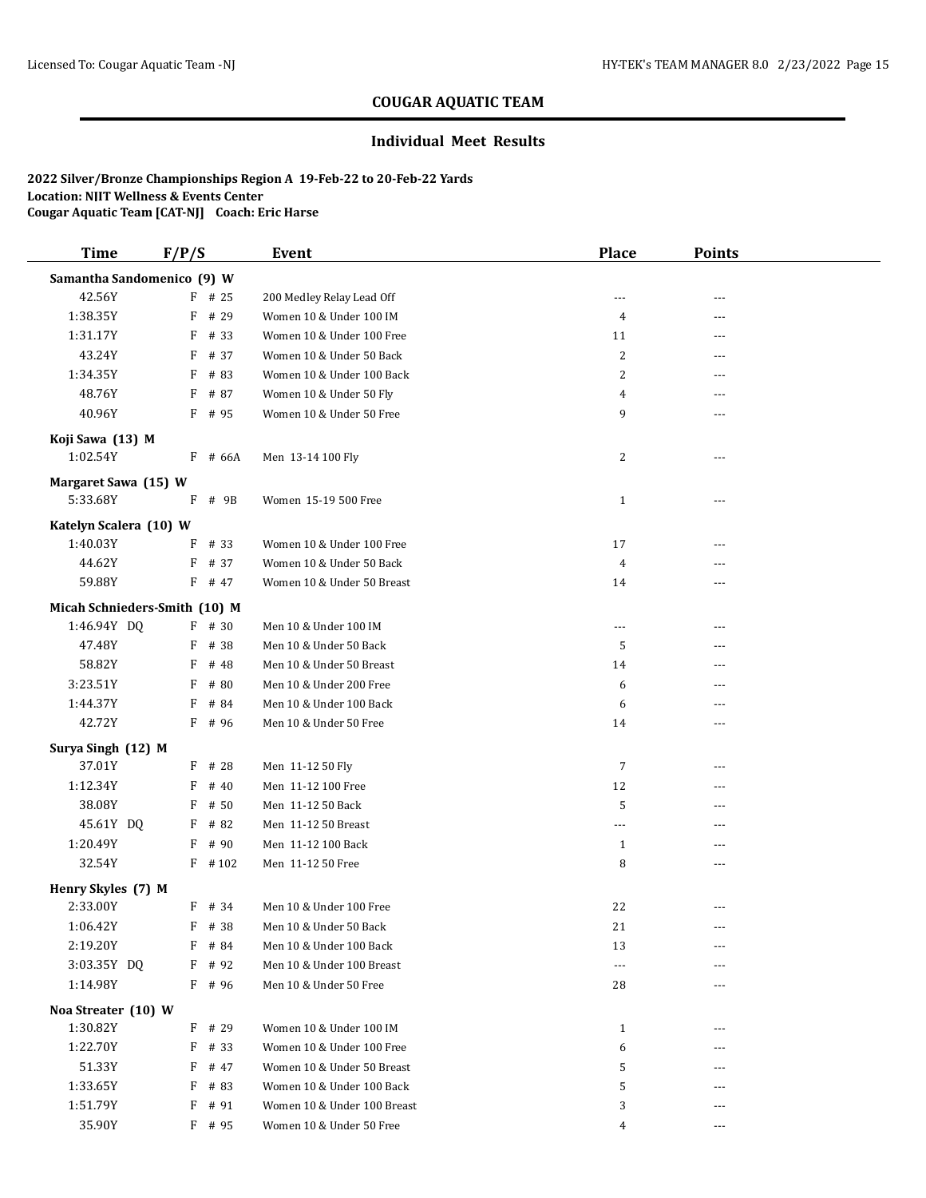## COUGAR AQUATIC TEAM

### Individual Meet Results

**2022 Silver/Bronze Championships Region A 19-Feb-22 to 20-Feb-22 Yards**
**Location: NJIT Wellness & Events Center**
**Cougar Aquatic Team [CAT-NJ] Coach: Eric Harse**

| Time | F/P/S | Event | Place | Points |
|---|---|---|---|---|
| **Samantha Sandomenico (9) W** | | | | |
| 42.56Y | F # 25 | 200 Medley Relay Lead Off | --- | --- |
| 1:38.35Y | F # 29 | Women 10 & Under 100 IM | 4 | --- |
| 1:31.17Y | F # 33 | Women 10 & Under 100 Free | 11 | --- |
| 43.24Y | F # 37 | Women 10 & Under 50 Back | 2 | --- |
| 1:34.35Y | F # 83 | Women 10 & Under 100 Back | 2 | --- |
| 48.76Y | F # 87 | Women 10 & Under 50 Fly | 4 | --- |
| 40.96Y | F # 95 | Women 10 & Under 50 Free | 9 | --- |
| **Koji Sawa (13) M** | | | | |
| 1:02.54Y | F # 66A | Men 13-14 100 Fly | 2 | --- |
| **Margaret Sawa (15) W** | | | | |
| 5:33.68Y | F # 9B | Women 15-19 500 Free | 1 | --- |
| **Katelyn Scalera (10) W** | | | | |
| 1:40.03Y | F # 33 | Women 10 & Under 100 Free | 17 | --- |
| 44.62Y | F # 37 | Women 10 & Under 50 Back | 4 | --- |
| 59.88Y | F # 47 | Women 10 & Under 50 Breast | 14 | --- |
| **Micah Schnieders-Smith (10) M** | | | | |
| 1:46.94Y DQ | F # 30 | Men 10 & Under 100 IM | --- | --- |
| 47.48Y | F # 38 | Men 10 & Under 50 Back | 5 | --- |
| 58.82Y | F # 48 | Men 10 & Under 50 Breast | 14 | --- |
| 3:23.51Y | F # 80 | Men 10 & Under 200 Free | 6 | --- |
| 1:44.37Y | F # 84 | Men 10 & Under 100 Back | 6 | --- |
| 42.72Y | F # 96 | Men 10 & Under 50 Free | 14 | --- |
| **Surya Singh (12) M** | | | | |
| 37.01Y | F # 28 | Men 11-12 50 Fly | 7 | --- |
| 1:12.34Y | F # 40 | Men 11-12 100 Free | 12 | --- |
| 38.08Y | F # 50 | Men 11-12 50 Back | 5 | --- |
| 45.61Y DQ | F # 82 | Men 11-12 50 Breast | --- | --- |
| 1:20.49Y | F # 90 | Men 11-12 100 Back | 1 | --- |
| 32.54Y | F # 102 | Men 11-12 50 Free | 8 | --- |
| **Henry Skyles (7) M** | | | | |
| 2:33.00Y | F # 34 | Men 10 & Under 100 Free | 22 | --- |
| 1:06.42Y | F # 38 | Men 10 & Under 50 Back | 21 | --- |
| 2:19.20Y | F # 84 | Men 10 & Under 100 Back | 13 | --- |
| 3:03.35Y DQ | F # 92 | Men 10 & Under 100 Breast | --- | --- |
| 1:14.98Y | F # 96 | Men 10 & Under 50 Free | 28 | --- |
| **Noa Streater (10) W** | | | | |
| 1:30.82Y | F # 29 | Women 10 & Under 100 IM | 1 | --- |
| 1:22.70Y | F # 33 | Women 10 & Under 100 Free | 6 | --- |
| 51.33Y | F # 47 | Women 10 & Under 50 Breast | 5 | --- |
| 1:33.65Y | F # 83 | Women 10 & Under 100 Back | 5 | --- |
| 1:51.79Y | F # 91 | Women 10 & Under 100 Breast | 3 | --- |
| 35.90Y | F # 95 | Women 10 & Under 50 Free | 4 | --- |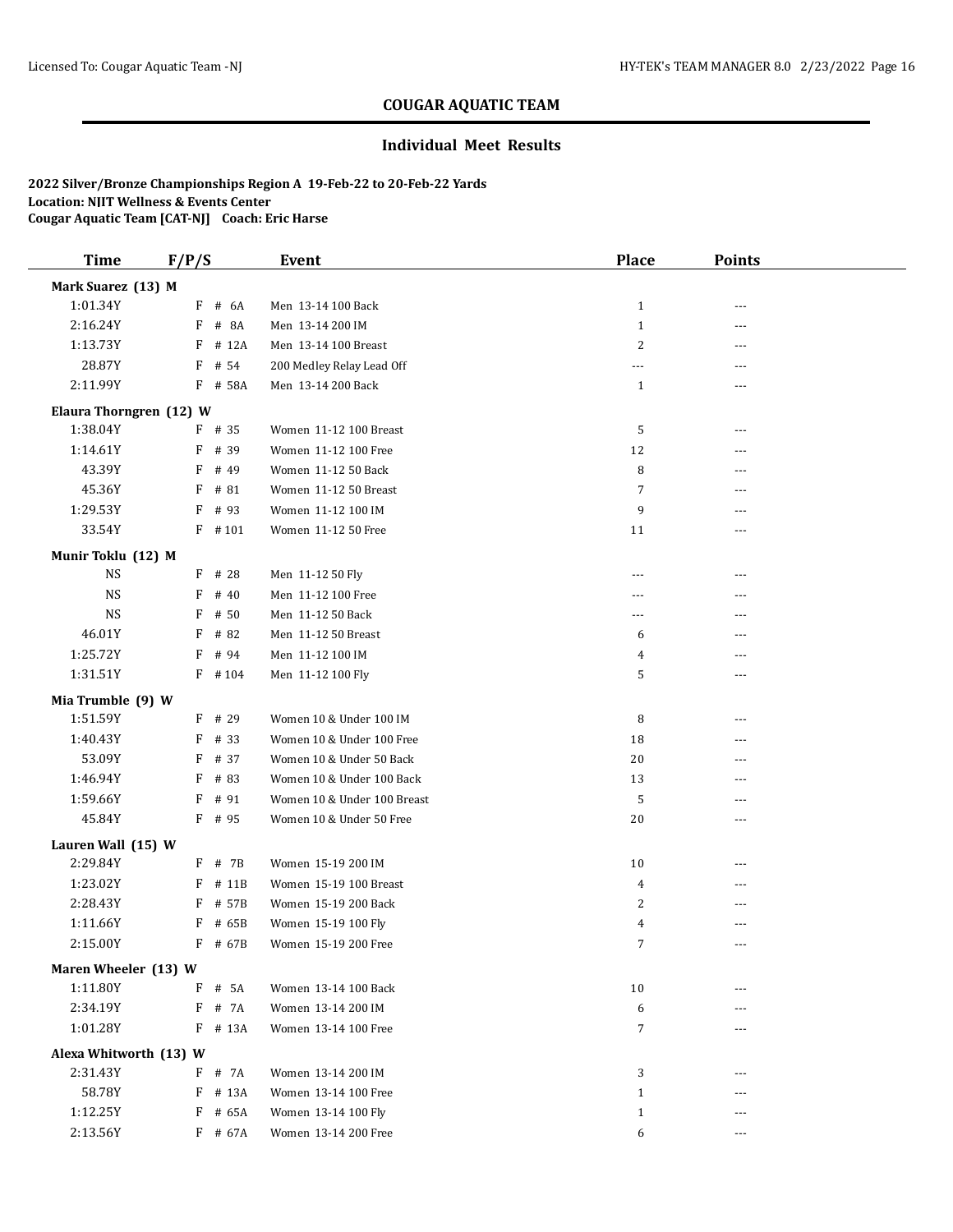## COUGAR AQUATIC TEAM

### Individual Meet Results

**2022 Silver/Bronze Championships Region A 19-Feb-22 to 20-Feb-22 Yards**
**Location: NJIT Wellness & Events Center**
**Cougar Aquatic Team [CAT-NJ] Coach: Eric Harse**

| Time | F/P/S | | Event | Place | Points |
|---|---|---|---|---|---|
| **Mark Suarez (13) M** | | | | | |
| 1:01.34Y | F | # 6A | Men 13-14 100 Back | 1 | --- |
| 2:16.24Y | F | # 8A | Men 13-14 200 IM | 1 | --- |
| 1:13.73Y | F | # 12A | Men 13-14 100 Breast | 2 | --- |
| 28.87Y | F | # 54 | 200 Medley Relay Lead Off | --- | --- |
| 2:11.99Y | F | # 58A | Men 13-14 200 Back | 1 | --- |
| **Elaura Thorngren (12) W** | | | | | |
| 1:38.04Y | F | # 35 | Women 11-12 100 Breast | 5 | --- |
| 1:14.61Y | F | # 39 | Women 11-12 100 Free | 12 | --- |
| 43.39Y | F | # 49 | Women 11-12 50 Back | 8 | --- |
| 45.36Y | F | # 81 | Women 11-12 50 Breast | 7 | --- |
| 1:29.53Y | F | # 93 | Women 11-12 100 IM | 9 | --- |
| 33.54Y | F | # 101 | Women 11-12 50 Free | 11 | --- |
| **Munir Toklu (12) M** | | | | | |
| NS | F | # 28 | Men 11-12 50 Fly | --- | --- |
| NS | F | # 40 | Men 11-12 100 Free | --- | --- |
| NS | F | # 50 | Men 11-12 50 Back | --- | --- |
| 46.01Y | F | # 82 | Men 11-12 50 Breast | 6 | --- |
| 1:25.72Y | F | # 94 | Men 11-12 100 IM | 4 | --- |
| 1:31.51Y | F | # 104 | Men 11-12 100 Fly | 5 | --- |
| **Mia Trumble (9) W** | | | | | |
| 1:51.59Y | F | # 29 | Women 10 & Under 100 IM | 8 | --- |
| 1:40.43Y | F | # 33 | Women 10 & Under 100 Free | 18 | --- |
| 53.09Y | F | # 37 | Women 10 & Under 50 Back | 20 | --- |
| 1:46.94Y | F | # 83 | Women 10 & Under 100 Back | 13 | --- |
| 1:59.66Y | F | # 91 | Women 10 & Under 100 Breast | 5 | --- |
| 45.84Y | F | # 95 | Women 10 & Under 50 Free | 20 | --- |
| **Lauren Wall (15) W** | | | | | |
| 2:29.84Y | F | # 7B | Women 15-19 200 IM | 10 | --- |
| 1:23.02Y | F | # 11B | Women 15-19 100 Breast | 4 | --- |
| 2:28.43Y | F | # 57B | Women 15-19 200 Back | 2 | --- |
| 1:11.66Y | F | # 65B | Women 15-19 100 Fly | 4 | --- |
| 2:15.00Y | F | # 67B | Women 15-19 200 Free | 7 | --- |
| **Maren Wheeler (13) W** | | | | | |
| 1:11.80Y | F | # 5A | Women 13-14 100 Back | 10 | --- |
| 2:34.19Y | F | # 7A | Women 13-14 200 IM | 6 | --- |
| 1:01.28Y | F | # 13A | Women 13-14 100 Free | 7 | --- |
| **Alexa Whitworth (13) W** | | | | | |
| 2:31.43Y | F | # 7A | Women 13-14 200 IM | 3 | --- |
| 58.78Y | F | # 13A | Women 13-14 100 Free | 1 | --- |
| 1:12.25Y | F | # 65A | Women 13-14 100 Fly | 1 | --- |
| 2:13.56Y | F | # 67A | Women 13-14 200 Free | 6 | --- |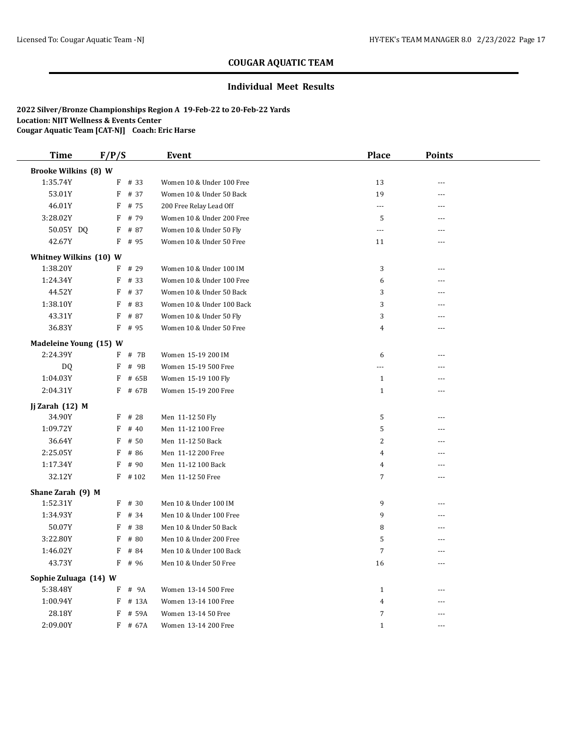## COUGAR AQUATIC TEAM

### Individual Meet Results

**2022 Silver/Bronze Championships Region A 19-Feb-22 to 20-Feb-22 Yards**
**Location: NJIT Wellness & Events Center**
**Cougar Aquatic Team [CAT-NJ] Coach: Eric Harse**

| Time | F/P/S | Event | Place | Points |
|---|---|---|---|---|
| **Brooke Wilkins (8) W** | | | | |
| 1:35.74Y | F # 33 | Women 10 & Under 100 Free | 13 | --- |
| 53.01Y | F # 37 | Women 10 & Under 50 Back | 19 | --- |
| 46.01Y | F # 75 | 200 Free Relay Lead Off | --- | --- |
| 3:28.02Y | F # 79 | Women 10 & Under 200 Free | 5 | --- |
| 50.05Y DQ | F # 87 | Women 10 & Under 50 Fly | --- | --- |
| 42.67Y | F # 95 | Women 10 & Under 50 Free | 11 | --- |
| **Whitney Wilkins (10) W** | | | | |
| 1:38.20Y | F # 29 | Women 10 & Under 100 IM | 3 | --- |
| 1:24.34Y | F # 33 | Women 10 & Under 100 Free | 6 | --- |
| 44.52Y | F # 37 | Women 10 & Under 50 Back | 3 | --- |
| 1:38.10Y | F # 83 | Women 10 & Under 100 Back | 3 | --- |
| 43.31Y | F # 87 | Women 10 & Under 50 Fly | 3 | --- |
| 36.83Y | F # 95 | Women 10 & Under 50 Free | 4 | --- |
| **Madeleine Young (15) W** | | | | |
| 2:24.39Y | F # 7B | Women 15-19 200 IM | 6 | --- |
| DQ | F # 9B | Women 15-19 500 Free | --- | --- |
| 1:04.03Y | F # 65B | Women 15-19 100 Fly | 1 | --- |
| 2:04.31Y | F # 67B | Women 15-19 200 Free | 1 | --- |
| **Jj Zarah (12) M** | | | | |
| 34.90Y | F # 28 | Men 11-12 50 Fly | 5 | --- |
| 1:09.72Y | F # 40 | Men 11-12 100 Free | 5 | --- |
| 36.64Y | F # 50 | Men 11-12 50 Back | 2 | --- |
| 2:25.05Y | F # 86 | Men 11-12 200 Free | 4 | --- |
| 1:17.34Y | F # 90 | Men 11-12 100 Back | 4 | --- |
| 32.12Y | F # 102 | Men 11-12 50 Free | 7 | --- |
| **Shane Zarah (9) M** | | | | |
| 1:52.31Y | F # 30 | Men 10 & Under 100 IM | 9 | --- |
| 1:34.93Y | F # 34 | Men 10 & Under 100 Free | 9 | --- |
| 50.07Y | F # 38 | Men 10 & Under 50 Back | 8 | --- |
| 3:22.80Y | F # 80 | Men 10 & Under 200 Free | 5 | --- |
| 1:46.02Y | F # 84 | Men 10 & Under 100 Back | 7 | --- |
| 43.73Y | F # 96 | Men 10 & Under 50 Free | 16 | --- |
| **Sophie Zuluaga (14) W** | | | | |
| 5:38.48Y | F # 9A | Women 13-14 500 Free | 1 | --- |
| 1:00.94Y | F # 13A | Women 13-14 100 Free | 4 | --- |
| 28.18Y | F # 59A | Women 13-14 50 Free | 7 | --- |
| 2:09.00Y | F # 67A | Women 13-14 200 Free | 1 | --- |